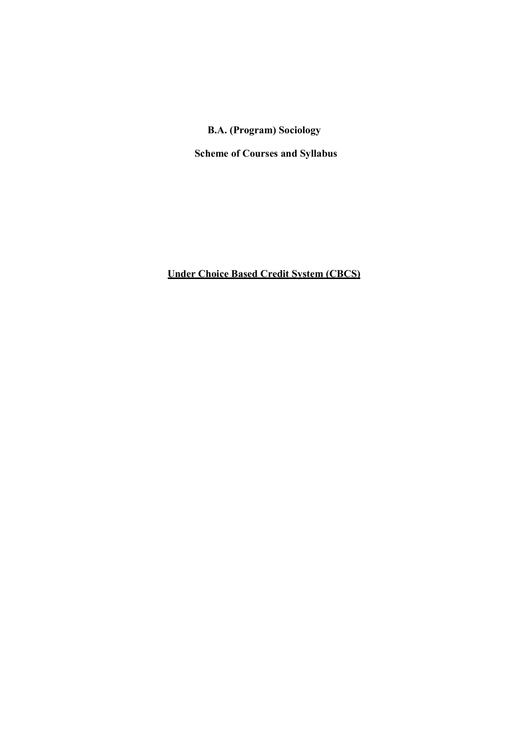# B.A. (Program) Sociology

## Scheme of Courses and Syllabus

**<u>Under Choice Based Credit System (CBCS)</u>**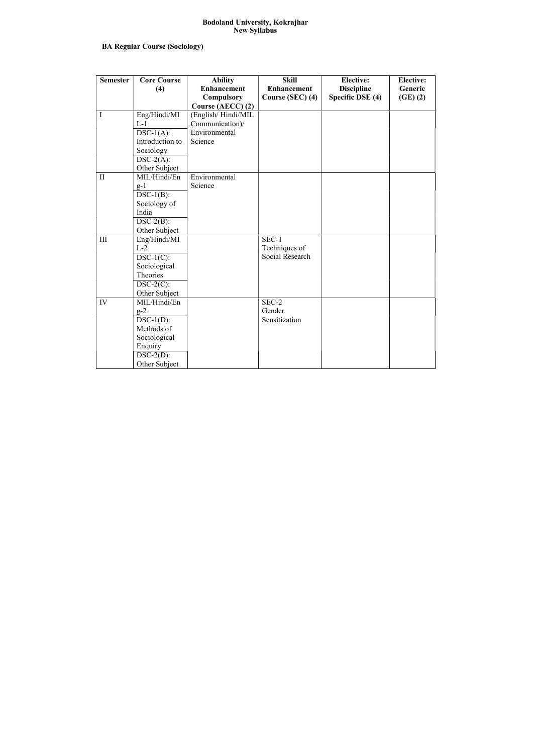**Bodoland University, Kokrajhar**
**New Syllabus**

**BA Regular Course (Sociology)**

| Semester | Core Course (4) | Ability Enhancement Compulsory Course (AECC) (2) | Skill Enhancement Course (SEC) (4) | Elective: Discipline Specific DSE (4) | Elective: Generic (GE) (2) |
|---|---|---|---|---|---|
| I | Eng/Hindi/MIL-1<br>DSC-1(A): Introduction to Sociology<br>DSC-2(A): Other Subject | (English/ Hindi/MIL Communication)/ Environmental Science | | | |
| II | MIL/Hindi/Eng-1<br>DSC-1(B): Sociology of India<br>DSC-2(B): Other Subject | Environmental Science | | | |
| III | Eng/Hindi/MIL-2<br>DSC-1(C): Sociological Theories<br>DSC-2(C): Other Subject | | SEC-1 Techniques of Social Research | | |
| IV | MIL/Hindi/Eng-2<br>DSC-1(D): Methods of Sociological Enquiry<br>DSC-2(D): Other Subject | | SEC-2 Gender Sensitization | | |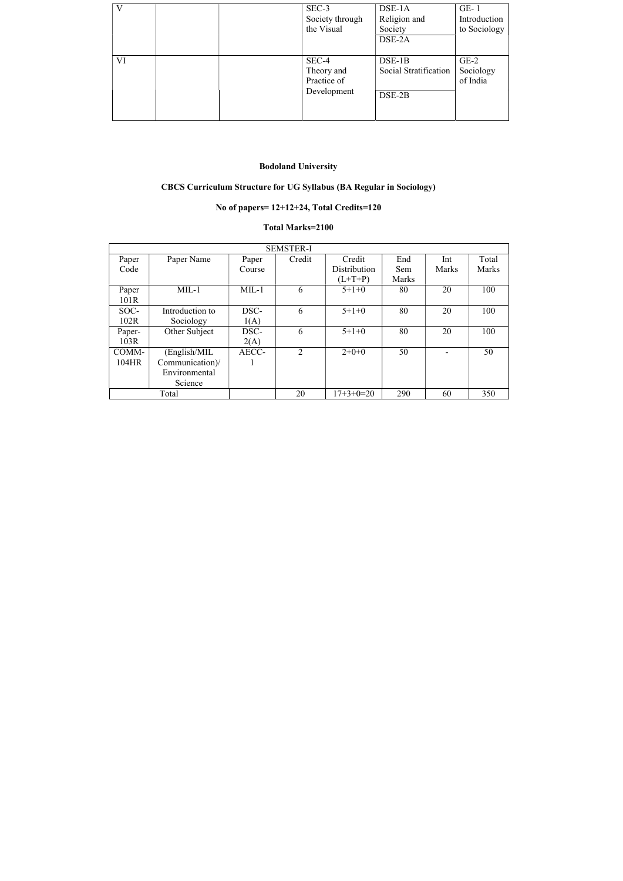| V | | | SEC-3 Society through the Visual | DSE-1A Religion and Society | GE- 1 Introduction to Sociology |
|---|---|---|---|---|---|
| | | | | DSE-2A | |
| VI | | | SEC-4 Theory and Practice of Development | DSE-1B Social Stratification | GE-2 Sociology of India |
| | | | | DSE-2B | |

**Bodoland University**

**CBCS Curriculum Structure for UG Syllabus (BA Regular in Sociology)**

**No of papers= 12+12+24, Total Credits=120**

**Total Marks=2100**

| SEMSTER-I | | | | | | | |
|---|---|---|---|---|---|---|---|
| Paper Code | Paper Name | Paper Course | Credit | Credit Distribution (L+T+P) | End Sem Marks | Int Marks | Total Marks |
| Paper 101R | MIL-1 | MIL-1 | 6 | 5+1+0 | 80 | 20 | 100 |
| SOC-102R | Introduction to Sociology | DSC-1(A) | 6 | 5+1+0 | 80 | 20 | 100 |
| Paper-103R | Other Subject | DSC-2(A) | 6 | 5+1+0 | 80 | 20 | 100 |
| COMM-104HR | (English/MIL Communication)/ Environmental Science | AECC-1 | 2 | 2+0+0 | 50 | - | 50 |
| Total | | | 20 | 17+3+0=20 | 290 | 60 | 350 |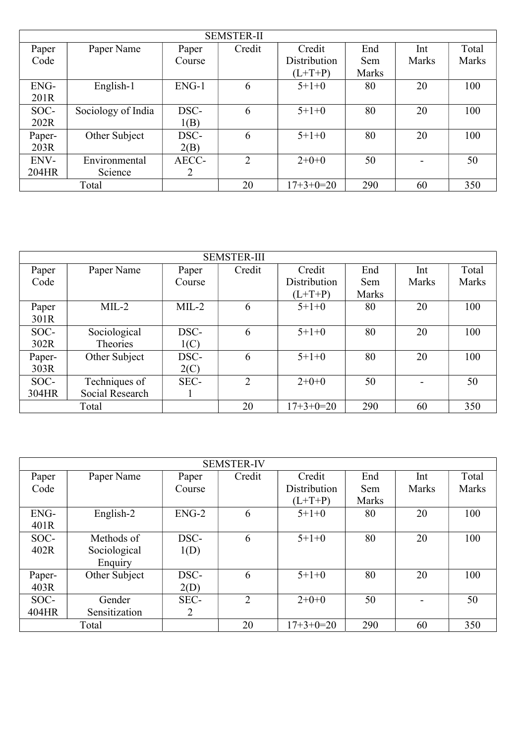| SEMSTER-II | | | | | | | |
|---|---|---|---|---|---|---|---|
| Paper Code | Paper Name | Paper Course | Credit | Credit Distribution (L+T+P) | End Sem Marks | Int Marks | Total Marks |
| ENG-201R | English-1 | ENG-1 | 6 | 5+1+0 | 80 | 20 | 100 |
| SOC-202R | Sociology of India | DSC-1(B) | 6 | 5+1+0 | 80 | 20 | 100 |
| Paper-203R | Other Subject | DSC-2(B) | 6 | 5+1+0 | 80 | 20 | 100 |
| ENV-204HR | Environmental Science | AECC-2 | 2 | 2+0+0 | 50 | - | 50 |
| Total | | | 20 | 17+3+0=20 | 290 | 60 | 350 |

| SEMSTER-III | | | | | | | |
|---|---|---|---|---|---|---|---|
| Paper Code | Paper Name | Paper Course | Credit | Credit Distribution (L+T+P) | End Sem Marks | Int Marks | Total Marks |
| Paper 301R | MIL-2 | MIL-2 | 6 | 5+1+0 | 80 | 20 | 100 |
| SOC-302R | Sociological Theories | DSC-1(C) | 6 | 5+1+0 | 80 | 20 | 100 |
| Paper-303R | Other Subject | DSC-2(C) | 6 | 5+1+0 | 80 | 20 | 100 |
| SOC-304HR | Techniques of Social Research | SEC-1 | 2 | 2+0+0 | 50 | - | 50 |
| Total | | | 20 | 17+3+0=20 | 290 | 60 | 350 |

| SEMSTER-IV | | | | | | | |
|---|---|---|---|---|---|---|---|
| Paper Code | Paper Name | Paper Course | Credit | Credit Distribution (L+T+P) | End Sem Marks | Int Marks | Total Marks |
| ENG-401R | English-2 | ENG-2 | 6 | 5+1+0 | 80 | 20 | 100 |
| SOC-402R | Methods of Sociological Enquiry | DSC-1(D) | 6 | 5+1+0 | 80 | 20 | 100 |
| Paper-403R | Other Subject | DSC-2(D) | 6 | 5+1+0 | 80 | 20 | 100 |
| SOC-404HR | Gender Sensitization | SEC-2 | 2 | 2+0+0 | 50 | - | 50 |
| Total | | | 20 | 17+3+0=20 | 290 | 60 | 350 |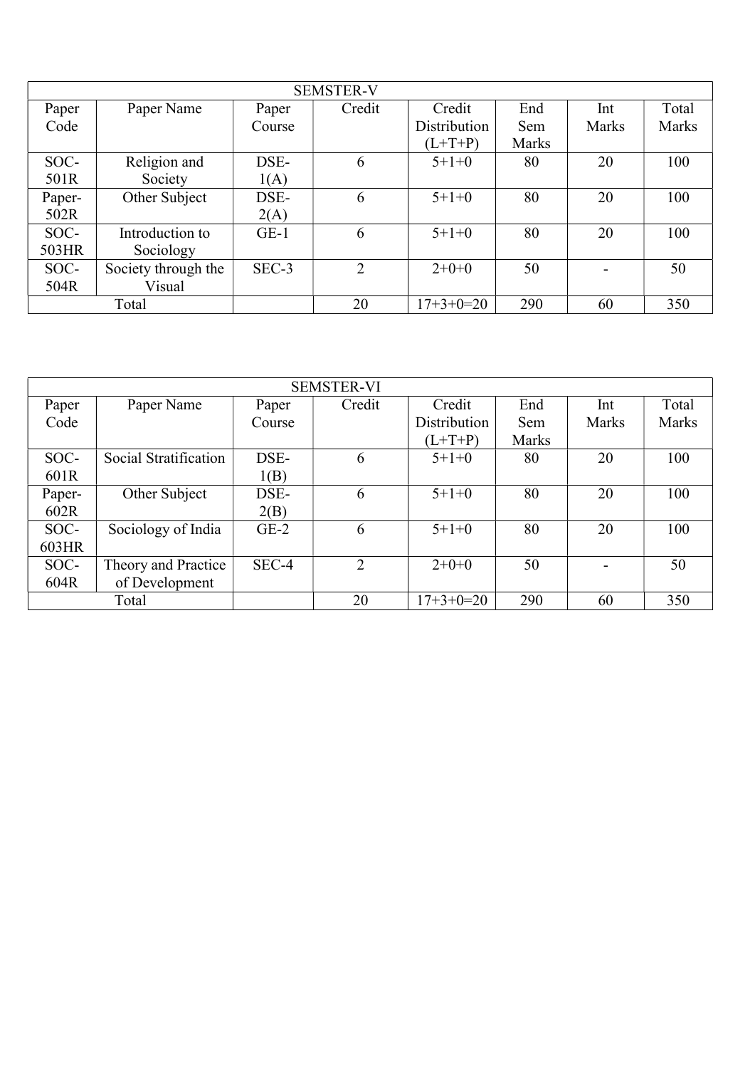| SEMSTER-V | | | | | | | |
|---|---|---|---|---|---|---|---|
| Paper Code | Paper Name | Paper Course | Credit | Credit Distribution (L+T+P) | End Sem Marks | Int Marks | Total Marks |
| SOC-501R | Religion and Society | DSE-1(A) | 6 | 5+1+0 | 80 | 20 | 100 |
| Paper-502R | Other Subject | DSE-2(A) | 6 | 5+1+0 | 80 | 20 | 100 |
| SOC-503HR | Introduction to Sociology | GE-1 | 6 | 5+1+0 | 80 | 20 | 100 |
| SOC-504R | Society through the Visual | SEC-3 | 2 | 2+0+0 | 50 | - | 50 |
| Total | | | 20 | 17+3+0=20 | 290 | 60 | 350 |

| SEMSTER-VI | | | | | | | |
|---|---|---|---|---|---|---|---|
| Paper Code | Paper Name | Paper Course | Credit | Credit Distribution (L+T+P) | End Sem Marks | Int Marks | Total Marks |
| SOC-601R | Social Stratification | DSE-1(B) | 6 | 5+1+0 | 80 | 20 | 100 |
| Paper-602R | Other Subject | DSE-2(B) | 6 | 5+1+0 | 80 | 20 | 100 |
| SOC-603HR | Sociology of India | GE-2 | 6 | 5+1+0 | 80 | 20 | 100 |
| SOC-604R | Theory and Practice of Development | SEC-4 | 2 | 2+0+0 | 50 | - | 50 |
| Total | | | 20 | 17+3+0=20 | 290 | 60 | 350 |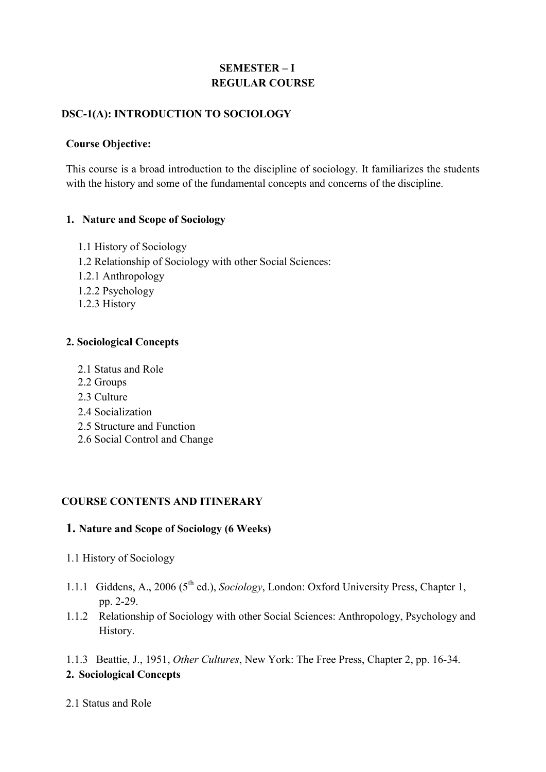**SEMESTER – I**
**REGULAR COURSE**

## DSC-1(A): INTRODUCTION TO SOCIOLOGY

**Course Objective:**

This course is a broad introduction to the discipline of sociology. It familiarizes the students with the history and some of the fundamental concepts and concerns of the discipline.

### 1. Nature and Scope of Sociology

1.1 History of Sociology
1.2 Relationship of Sociology with other Social Sciences:
1.2.1 Anthropology
1.2.2 Psychology
1.2.3 History

### 2. Sociological Concepts

2.1 Status and Role
2.2 Groups
2.3 Culture
2.4 Socialization
2.5 Structure and Function
2.6 Social Control and Change

## COURSE CONTENTS AND ITINERARY

### 1. Nature and Scope of Sociology (6 Weeks)

1.1 History of Sociology

1.1.1 Giddens, A., 2006 (5th ed.), *Sociology*, London: Oxford University Press, Chapter 1, pp. 2-29.
1.1.2 Relationship of Sociology with other Social Sciences: Anthropology, Psychology and History.

1.1.3 Beattie, J., 1951, *Other Cultures*, New York: The Free Press, Chapter 2, pp. 16-34.

### 2. Sociological Concepts

2.1 Status and Role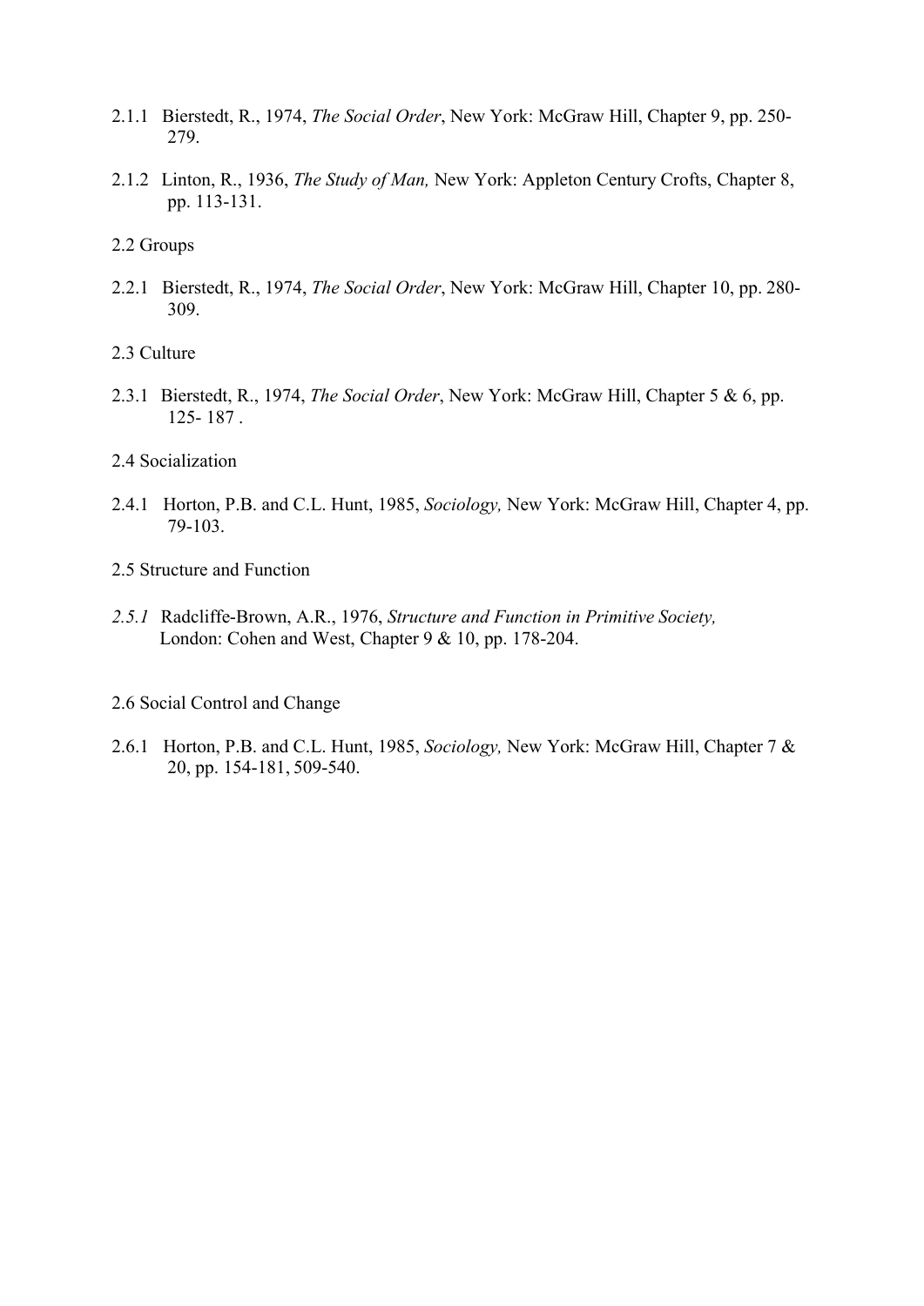2.1.1 Bierstedt, R., 1974, *The Social Order*, New York: McGraw Hill, Chapter 9, pp. 250-279.

2.1.2 Linton, R., 1936, *The Study of Man,* New York: Appleton Century Crofts, Chapter 8, pp. 113-131.

2.2 Groups

2.2.1 Bierstedt, R., 1974, *The Social Order*, New York: McGraw Hill, Chapter 10, pp. 280-309.

2.3 Culture

2.3.1 Bierstedt, R., 1974, *The Social Order*, New York: McGraw Hill, Chapter 5 & 6, pp. 125- 187 .

2.4 Socialization

2.4.1 Horton, P.B. and C.L. Hunt, 1985, *Sociology,* New York: McGraw Hill, Chapter 4, pp. 79-103.

2.5 Structure and Function

*2.5.1* Radcliffe-Brown, A.R., 1976, *Structure and Function in Primitive Society,* London: Cohen and West, Chapter 9 & 10, pp. 178-204.

2.6 Social Control and Change

2.6.1 Horton, P.B. and C.L. Hunt, 1985, *Sociology,* New York: McGraw Hill, Chapter 7 & 20, pp. 154-181, 509-540.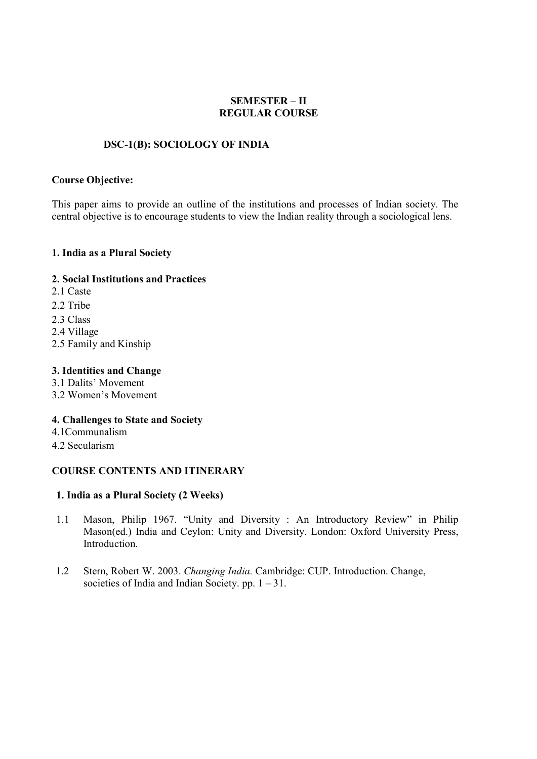**SEMESTER – II**
**REGULAR COURSE**

## DSC-1(B): SOCIOLOGY OF INDIA

**Course Objective:**

This paper aims to provide an outline of the institutions and processes of Indian society. The central objective is to encourage students to view the Indian reality through a sociological lens.

**1. India as a Plural Society**

**2. Social Institutions and Practices**

2.1 Caste
2.2 Tribe
2.3 Class
2.4 Village
2.5 Family and Kinship

**3. Identities and Change**

3.1 Dalits' Movement
3.2 Women's Movement

**4. Challenges to State and Society**

4.1Communalism
4.2 Secularism

**COURSE CONTENTS AND ITINERARY**

**1. India as a Plural Society (2 Weeks)**

1.1 Mason, Philip 1967. "Unity and Diversity : An Introductory Review" in Philip Mason(ed.) India and Ceylon: Unity and Diversity. London: Oxford University Press, Introduction.

1.2 Stern, Robert W. 2003. *Changing India.* Cambridge: CUP. Introduction. Change, societies of India and Indian Society. pp. 1 – 31.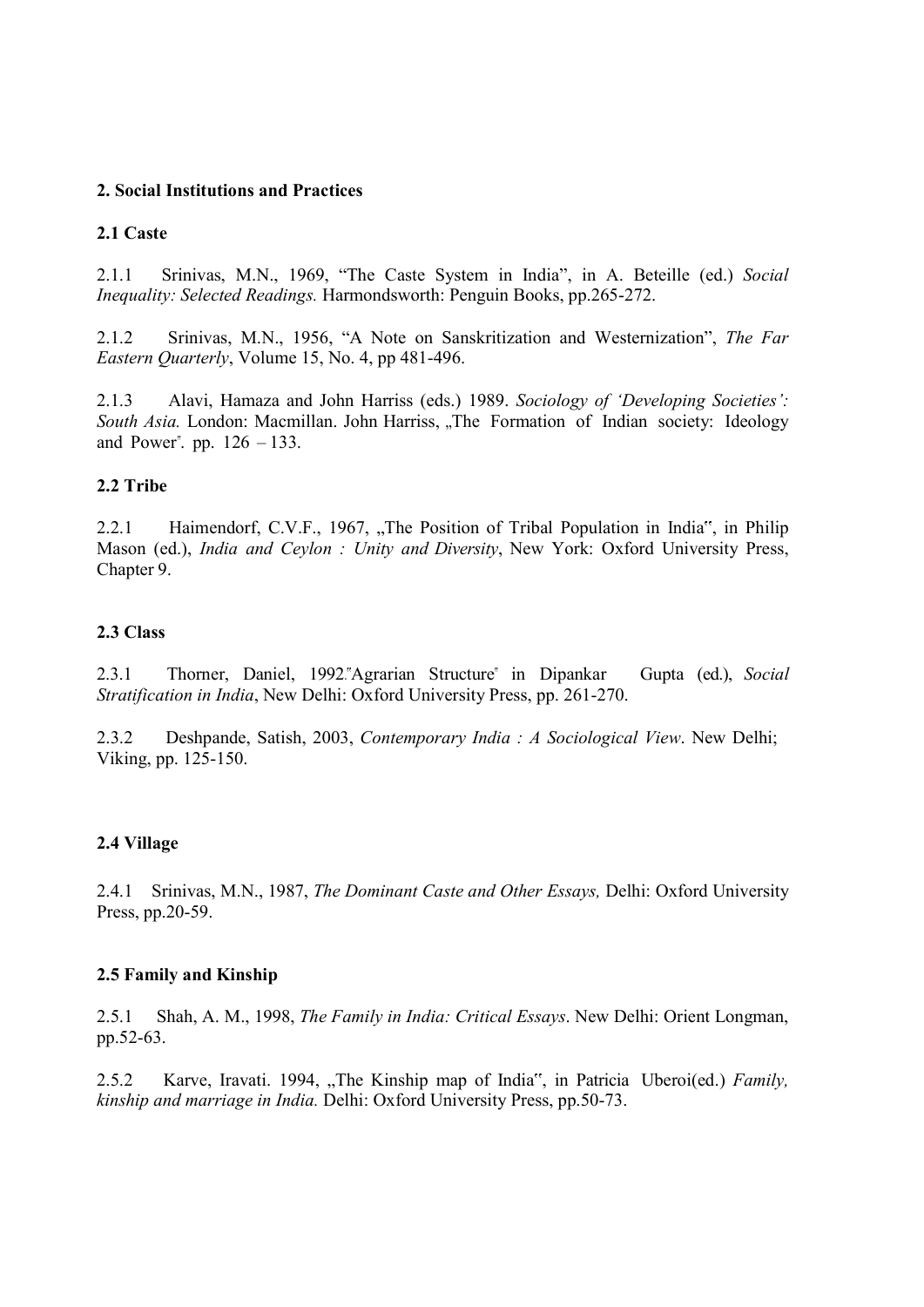**2. Social Institutions and Practices**

**2.1 Caste**

2.1.1 Srinivas, M.N., 1969, "The Caste System in India", in A. Beteille (ed.) *Social Inequality: Selected Readings.* Harmondsworth: Penguin Books, pp.265-272.

2.1.2 Srinivas, M.N., 1956, "A Note on Sanskritization and Westernization", *The Far Eastern Quarterly*, Volume 15, No. 4, pp 481-496.

2.1.3 Alavi, Hamaza and John Harriss (eds.) 1989. *Sociology of 'Developing Societies': South Asia.* London: Macmillan. John Harriss, „The Formation of Indian society: Ideology and Power". pp. 126 – 133.

**2.2 Tribe**

2.2.1 Haimendorf, C.V.F., 1967, „The Position of Tribal Population in India", in Philip Mason (ed.), *India and Ceylon : Unity and Diversity*, New York: Oxford University Press, Chapter 9.

**2.3 Class**

2.3.1 Thorner, Daniel, 1992."Agrarian Structure" in Dipankar Gupta (ed.), *Social Stratification in India*, New Delhi: Oxford University Press, pp. 261-270.

2.3.2 Deshpande, Satish, 2003, *Contemporary India : A Sociological View*. New Delhi; Viking, pp. 125-150.

**2.4 Village**

2.4.1 Srinivas, M.N., 1987, *The Dominant Caste and Other Essays,* Delhi: Oxford University Press, pp.20-59.

**2.5 Family and Kinship**

2.5.1 Shah, A. M., 1998, *The Family in India: Critical Essays*. New Delhi: Orient Longman, pp.52-63.

2.5.2 Karve, Iravati. 1994, „The Kinship map of India", in Patricia Uberoi(ed.) *Family, kinship and marriage in India.* Delhi: Oxford University Press, pp.50-73.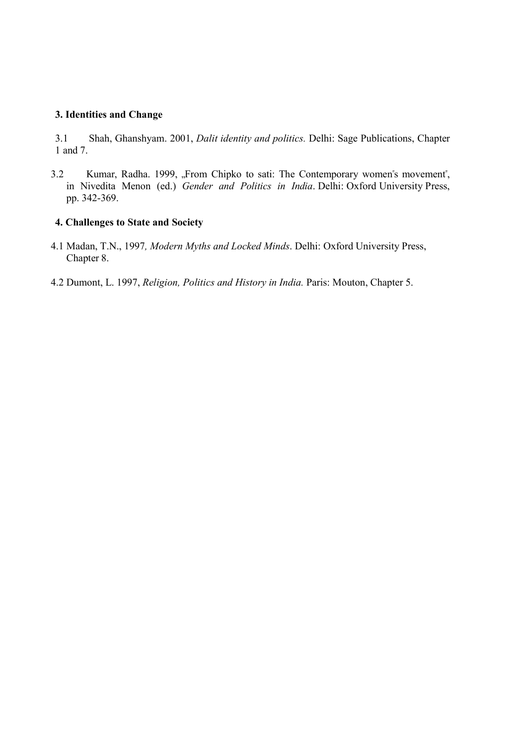**3. Identities and Change**

3.1 Shah, Ghanshyam. 2001, *Dalit identity and politics.* Delhi: Sage Publications, Chapter 1 and 7.

3.2 Kumar, Radha. 1999, „From Chipko to sati: The Contemporary women‟s movement‟, in Nivedita Menon (ed.) *Gender and Politics in India*. Delhi: Oxford University Press, pp. 342-369.

**4. Challenges to State and Society**

4.1 Madan, T.N., 1997*, Modern Myths and Locked Minds*. Delhi: Oxford University Press, Chapter 8.

4.2 Dumont, L. 1997, *Religion, Politics and History in India.* Paris: Mouton, Chapter 5.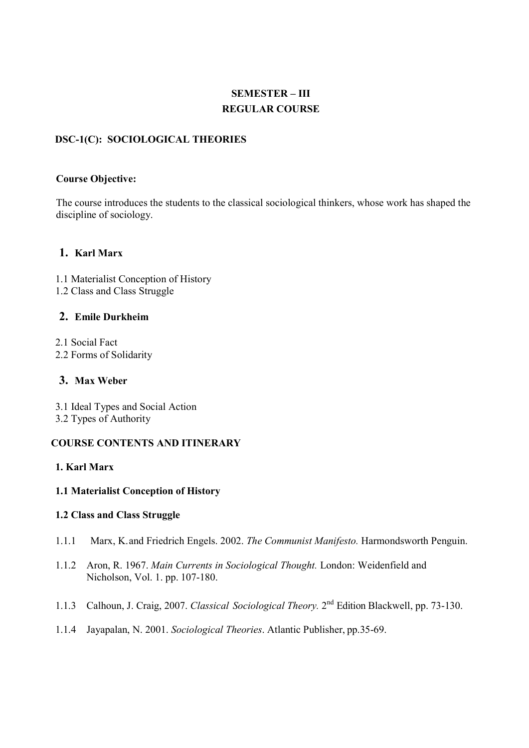**SEMESTER – III**
**REGULAR COURSE**

## DSC-1(C): SOCIOLOGICAL THEORIES

**Course Objective:**

The course introduces the students to the classical sociological thinkers, whose work has shaped the discipline of sociology.

### 1. Karl Marx

1.1 Materialist Conception of History
1.2 Class and Class Struggle

### 2. Emile Durkheim

2.1 Social Fact
2.2 Forms of Solidarity

### 3. Max Weber

3.1 Ideal Types and Social Action
3.2 Types of Authority

## COURSE CONTENTS AND ITINERARY

**1. Karl Marx**

**1.1 Materialist Conception of History**

**1.2 Class and Class Struggle**

1.1.1 Marx, K. and Friedrich Engels. 2002. *The Communist Manifesto.* Harmondsworth Penguin.

1.1.2 Aron, R. 1967. *Main Currents in Sociological Thought.* London: Weidenfield and Nicholson, Vol. 1. pp. 107-180.

1.1.3 Calhoun, J. Craig, 2007. *Classical Sociological Theory.* 2nd Edition Blackwell, pp. 73-130.

1.1.4 Jayapalan, N. 2001. *Sociological Theories*. Atlantic Publisher, pp.35-69.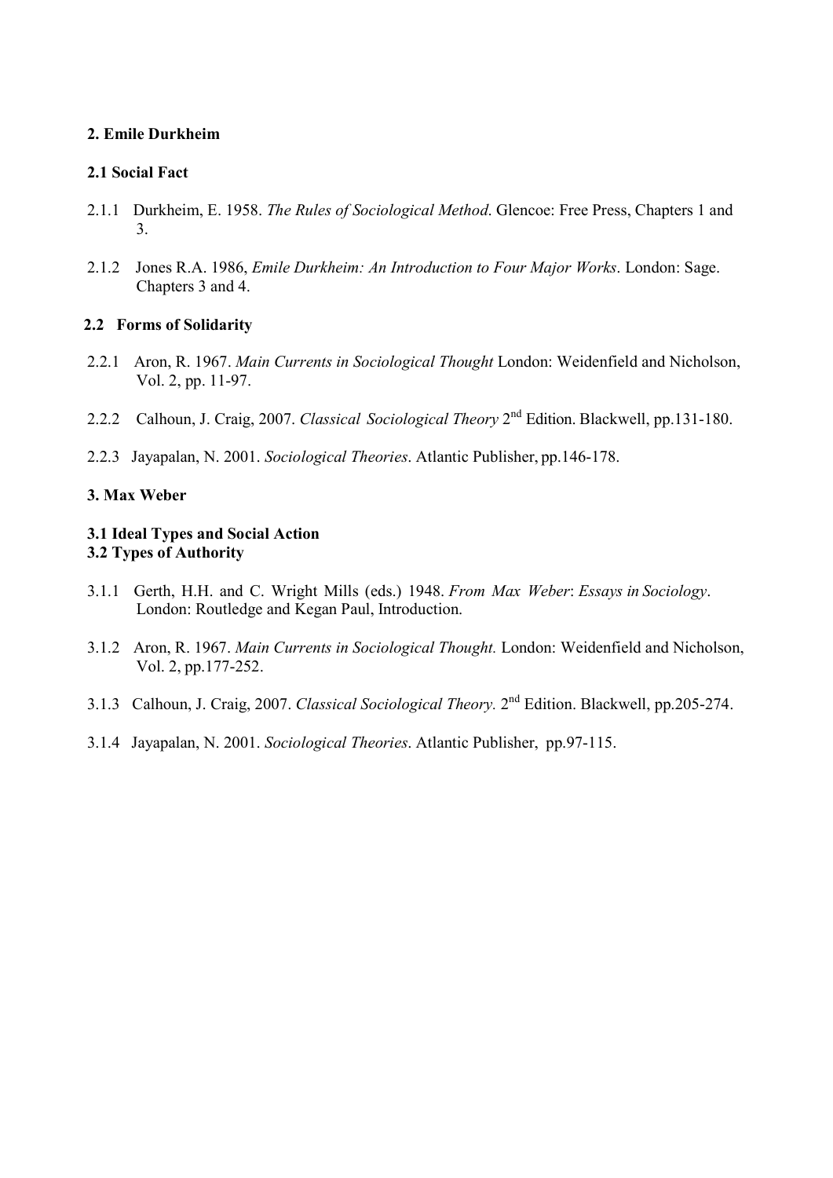**2. Emile Durkheim**

**2.1 Social Fact**

2.1.1 Durkheim, E. 1958. *The Rules of Sociological Method*. Glencoe: Free Press, Chapters 1 and 3.

2.1.2 Jones R.A. 1986, *Emile Durkheim: An Introduction to Four Major Works*. London: Sage. Chapters 3 and 4.

**2.2 Forms of Solidarity**

2.2.1 Aron, R. 1967. *Main Currents in Sociological Thought* London: Weidenfield and Nicholson, Vol. 2, pp. 11-97.

2.2.2 Calhoun, J. Craig, 2007. *Classical Sociological Theory* 2nd Edition. Blackwell, pp.131-180.

2.2.3 Jayapalan, N. 2001. *Sociological Theories*. Atlantic Publisher, pp.146-178.

**3. Max Weber**

**3.1 Ideal Types and Social Action**
**3.2 Types of Authority**

3.1.1 Gerth, H.H. and C. Wright Mills (eds.) 1948. *From Max Weber*: *Essays in Sociology*. London: Routledge and Kegan Paul, Introduction.

3.1.2 Aron, R. 1967. *Main Currents in Sociological Thought.* London: Weidenfield and Nicholson, Vol. 2, pp.177-252.

3.1.3 Calhoun, J. Craig, 2007. *Classical Sociological Theory.* 2nd Edition. Blackwell, pp.205-274.

3.1.4 Jayapalan, N. 2001. *Sociological Theories*. Atlantic Publisher, pp.97-115.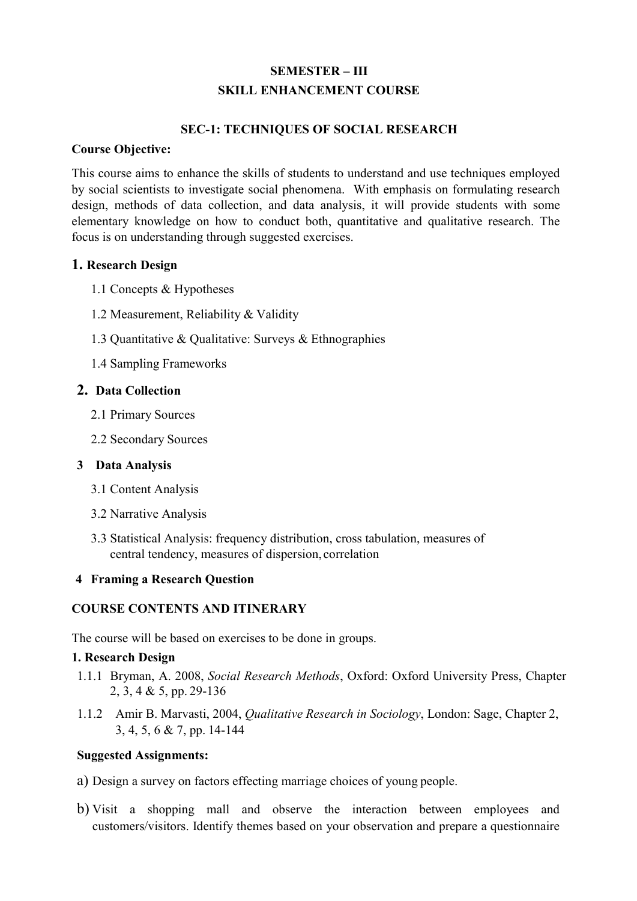**SEMESTER – III**

**SKILL ENHANCEMENT COURSE**

## SEC-1: TECHNIQUES OF SOCIAL RESEARCH

**Course Objective:**

This course aims to enhance the skills of students to understand and use techniques employed by social scientists to investigate social phenomena. With emphasis on formulating research design, methods of data collection, and data analysis, it will provide students with some elementary knowledge on how to conduct both, quantitative and qualitative research. The focus is on understanding through suggested exercises.

### 1. Research Design

1.1 Concepts & Hypotheses

1.2 Measurement, Reliability & Validity

1.3 Quantitative & Qualitative: Surveys & Ethnographies

1.4 Sampling Frameworks

### 2. Data Collection

2.1 Primary Sources

2.2 Secondary Sources

### 3 Data Analysis

3.1 Content Analysis

3.2 Narrative Analysis

3.3 Statistical Analysis: frequency distribution, cross tabulation, measures of central tendency, measures of dispersion, correlation

### 4 Framing a Research Question

### COURSE CONTENTS AND ITINERARY

The course will be based on exercises to be done in groups.

**1. Research Design**

1.1.1 Bryman, A. 2008, *Social Research Methods*, Oxford: Oxford University Press, Chapter 2, 3, 4 & 5, pp. 29-136

1.1.2 Amir B. Marvasti, 2004, *Qualitative Research in Sociology*, London: Sage, Chapter 2, 3, 4, 5, 6 & 7, pp. 14-144

**Suggested Assignments:**

a) Design a survey on factors effecting marriage choices of young people.

b) Visit a shopping mall and observe the interaction between employees and customers/visitors. Identify themes based on your observation and prepare a questionnaire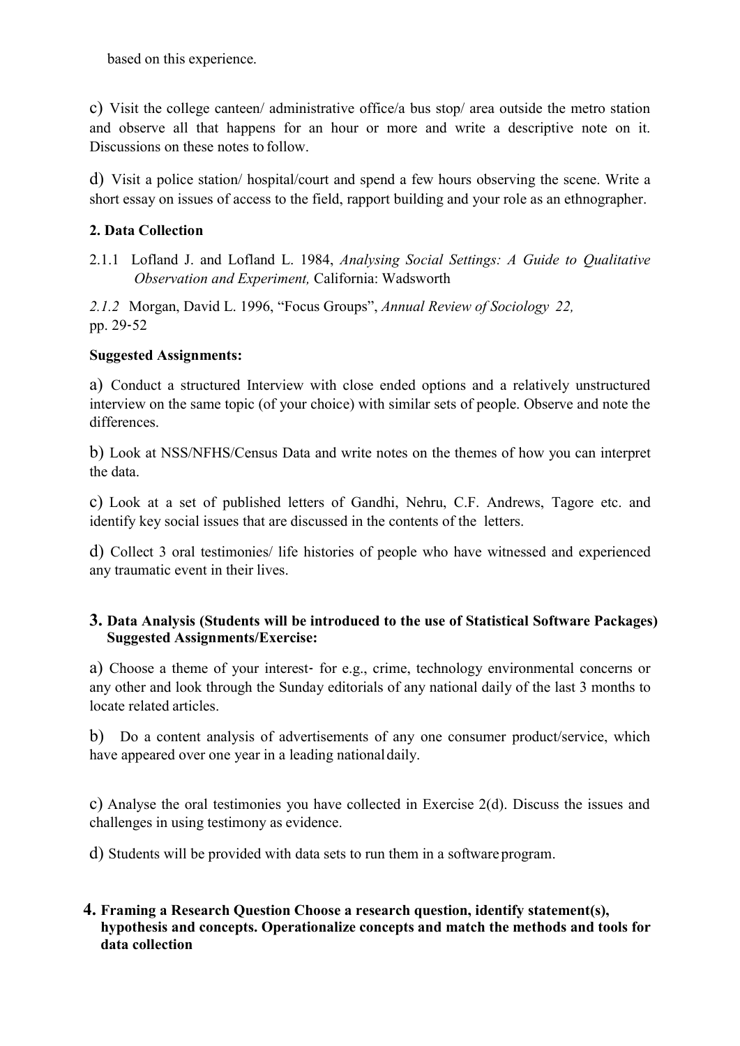based on this experience.

c) Visit the college canteen/ administrative office/a bus stop/ area outside the metro station and observe all that happens for an hour or more and write a descriptive note on it. Discussions on these notes to follow.

d) Visit a police station/ hospital/court and spend a few hours observing the scene. Write a short essay on issues of access to the field, rapport building and your role as an ethnographer.

**2. Data Collection**

2.1.1 Lofland J. and Lofland L. 1984, *Analysing Social Settings: A Guide to Qualitative Observation and Experiment,* California: Wadsworth

*2.1.2* Morgan, David L. 1996, "Focus Groups", *Annual Review of Sociology 22,* pp. 29-52

**Suggested Assignments:**

a) Conduct a structured Interview with close ended options and a relatively unstructured interview on the same topic (of your choice) with similar sets of people. Observe and note the differences.

b) Look at NSS/NFHS/Census Data and write notes on the themes of how you can interpret the data.

c) Look at a set of published letters of Gandhi, Nehru, C.F. Andrews, Tagore etc. and identify key social issues that are discussed in the contents of the letters.

d) Collect 3 oral testimonies/ life histories of people who have witnessed and experienced any traumatic event in their lives.

**3. Data Analysis (Students will be introduced to the use of Statistical Software Packages)**
**Suggested Assignments/Exercise:**

a) Choose a theme of your interest- for e.g., crime, technology environmental concerns or any other and look through the Sunday editorials of any national daily of the last 3 months to locate related articles.

b) Do a content analysis of advertisements of any one consumer product/service, which have appeared over one year in a leading national daily.

c) Analyse the oral testimonies you have collected in Exercise 2(d). Discuss the issues and challenges in using testimony as evidence.

d) Students will be provided with data sets to run them in a software program.

**4. Framing a Research Question Choose a research question, identify statement(s), hypothesis and concepts. Operationalize concepts and match the methods and tools for data collection**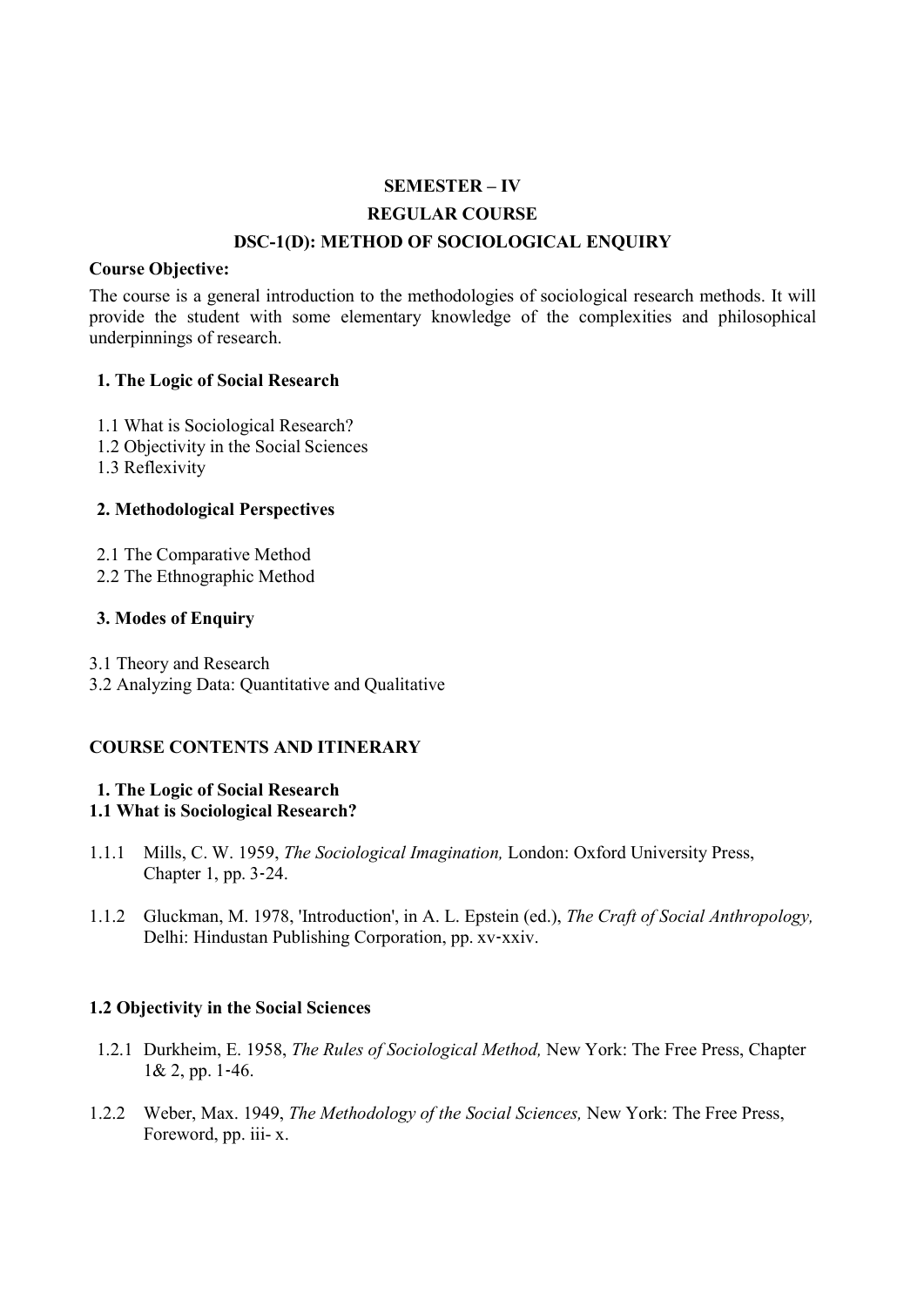**SEMESTER – IV**

**REGULAR COURSE**

**DSC-1(D): METHOD OF SOCIOLOGICAL ENQUIRY**

**Course Objective:**

The course is a general introduction to the methodologies of sociological research methods. It will provide the student with some elementary knowledge of the complexities and philosophical underpinnings of research.

**1. The Logic of Social Research**

1.1 What is Sociological Research?
1.2 Objectivity in the Social Sciences
1.3 Reflexivity

**2. Methodological Perspectives**

2.1 The Comparative Method
2.2 The Ethnographic Method

**3. Modes of Enquiry**

3.1 Theory and Research
3.2 Analyzing Data: Quantitative and Qualitative

**COURSE CONTENTS AND ITINERARY**

**1. The Logic of Social Research**
**1.1 What is Sociological Research?**

1.1.1 Mills, C. W. 1959, *The Sociological Imagination,* London: Oxford University Press, Chapter 1, pp. 3-24.

1.1.2 Gluckman, M. 1978, 'Introduction', in A. L. Epstein (ed.), *The Craft of Social Anthropology,* Delhi: Hindustan Publishing Corporation, pp. xv-xxiv.

**1.2 Objectivity in the Social Sciences**

1.2.1 Durkheim, E. 1958, *The Rules of Sociological Method,* New York: The Free Press, Chapter 1& 2, pp. 1-46.

1.2.2 Weber, Max. 1949, *The Methodology of the Social Sciences,* New York: The Free Press, Foreword, pp. iii- x.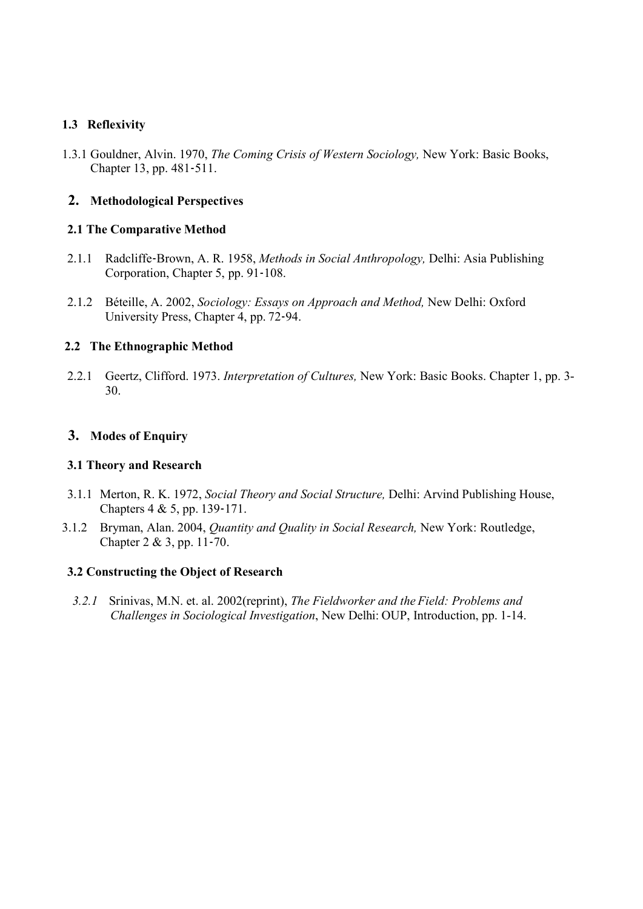### 1.3 Reflexivity

1.3.1 Gouldner, Alvin. 1970, *The Coming Crisis of Western Sociology,* New York: Basic Books, Chapter 13, pp. 481-511.

## 2. Methodological Perspectives

### 2.1 The Comparative Method

2.1.1 Radcliffe-Brown, A. R. 1958, *Methods in Social Anthropology,* Delhi: Asia Publishing Corporation, Chapter 5, pp. 91-108.

2.1.2 Béteille, A. 2002, *Sociology: Essays on Approach and Method,* New Delhi: Oxford University Press, Chapter 4, pp. 72-94.

### 2.2 The Ethnographic Method

2.2.1 Geertz, Clifford. 1973. *Interpretation of Cultures,* New York: Basic Books. Chapter 1, pp. 3-30.

## 3. Modes of Enquiry

### 3.1 Theory and Research

3.1.1 Merton, R. K. 1972, *Social Theory and Social Structure,* Delhi: Arvind Publishing House, Chapters 4 & 5, pp. 139-171.

3.1.2 Bryman, Alan. 2004, *Quantity and Quality in Social Research,* New York: Routledge, Chapter 2 & 3, pp. 11-70.

### 3.2 Constructing the Object of Research

*3.2.1* Srinivas, M.N. et. al. 2002(reprint), *The Fieldworker and the Field: Problems and Challenges in Sociological Investigation*, New Delhi: OUP, Introduction, pp. 1-14.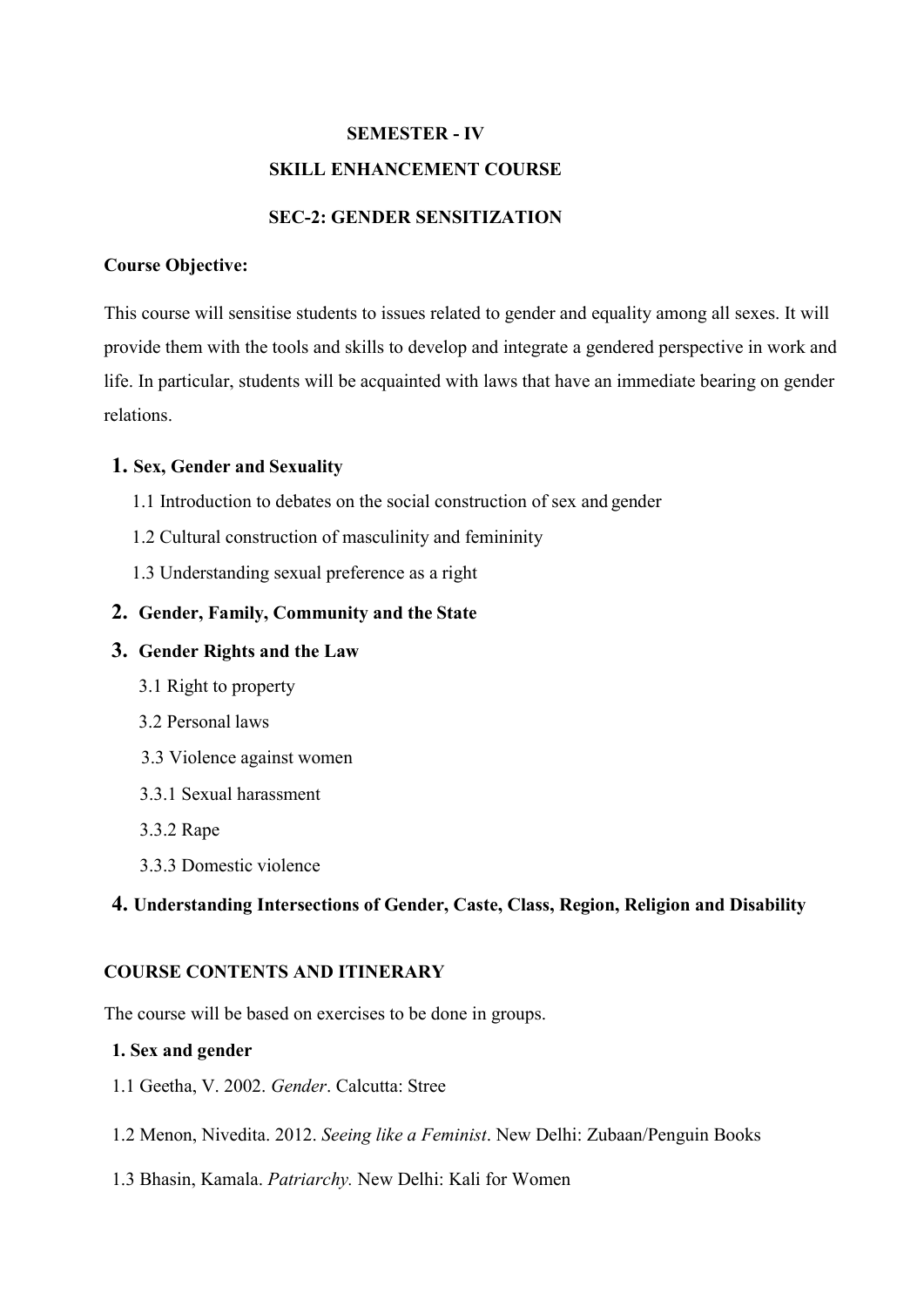**SEMESTER - IV**

**SKILL ENHANCEMENT COURSE**

**SEC-2: GENDER SENSITIZATION**

**Course Objective:**

This course will sensitise students to issues related to gender and equality among all sexes. It will provide them with the tools and skills to develop and integrate a gendered perspective in work and life. In particular, students will be acquainted with laws that have an immediate bearing on gender relations.

**1. Sex, Gender and Sexuality**

1.1 Introduction to debates on the social construction of sex and gender

1.2 Cultural construction of masculinity and femininity

1.3 Understanding sexual preference as a right

**2. Gender, Family, Community and the State**

**3. Gender Rights and the Law**

3.1 Right to property

3.2 Personal laws

3.3 Violence against women

3.3.1 Sexual harassment

3.3.2 Rape

3.3.3 Domestic violence

**4. Understanding Intersections of Gender, Caste, Class, Region, Religion and Disability**

**COURSE CONTENTS AND ITINERARY**

The course will be based on exercises to be done in groups.

**1. Sex and gender**

1.1 Geetha, V. 2002. *Gender*. Calcutta: Stree

1.2 Menon, Nivedita. 2012. *Seeing like a Feminist*. New Delhi: Zubaan/Penguin Books

1.3 Bhasin, Kamala. *Patriarchy.* New Delhi: Kali for Women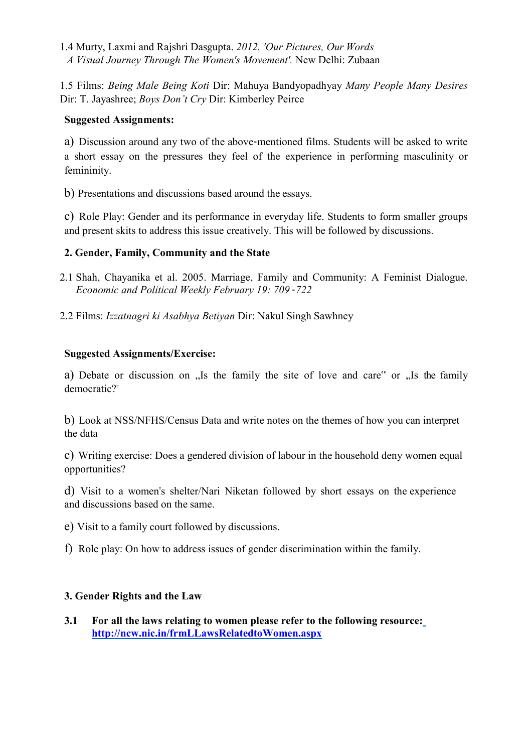1.4 Murty, Laxmi and Rajshri Dasgupta. *2012. 'Our Pictures, Our Words A Visual Journey Through The Women's Movement'.* New Delhi: Zubaan

1.5 Films: *Being Male Being Koti* Dir: Mahuya Bandyopadhyay *Many People Many Desires* Dir: T. Jayashree; *Boys Don't Cry* Dir: Kimberley Peirce

**Suggested Assignments:**

a) Discussion around any two of the above-mentioned films. Students will be asked to write a short essay on the pressures they feel of the experience in performing masculinity or femininity.

b) Presentations and discussions based around the essays.

c) Role Play: Gender and its performance in everyday life. Students to form smaller groups and present skits to address this issue creatively. This will be followed by discussions.

**2. Gender, Family, Community and the State**

2.1 Shah, Chayanika et al. 2005. Marriage, Family and Community: A Feminist Dialogue. *Economic and Political Weekly February 19: 709-722*

2.2 Films: *Izzatnagri ki Asabhya Betiyan* Dir: Nakul Singh Sawhney

**Suggested Assignments/Exercise:**

a) Debate or discussion on „Is the family the site of love and care" or „Is the family democratic?"

b) Look at NSS/NFHS/Census Data and write notes on the themes of how you can interpret the data

c) Writing exercise: Does a gendered division of labour in the household deny women equal opportunities?

d) Visit to a women"s shelter/Nari Niketan followed by short essays on the experience and discussions based on the same.

e) Visit to a family court followed by discussions.

f) Role play: On how to address issues of gender discrimination within the family.

**3. Gender Rights and the Law**

**3.1 For all the laws relating to women please refer to the following resource: http://ncw.nic.in/frmLLawsRelatedtoWomen.aspx**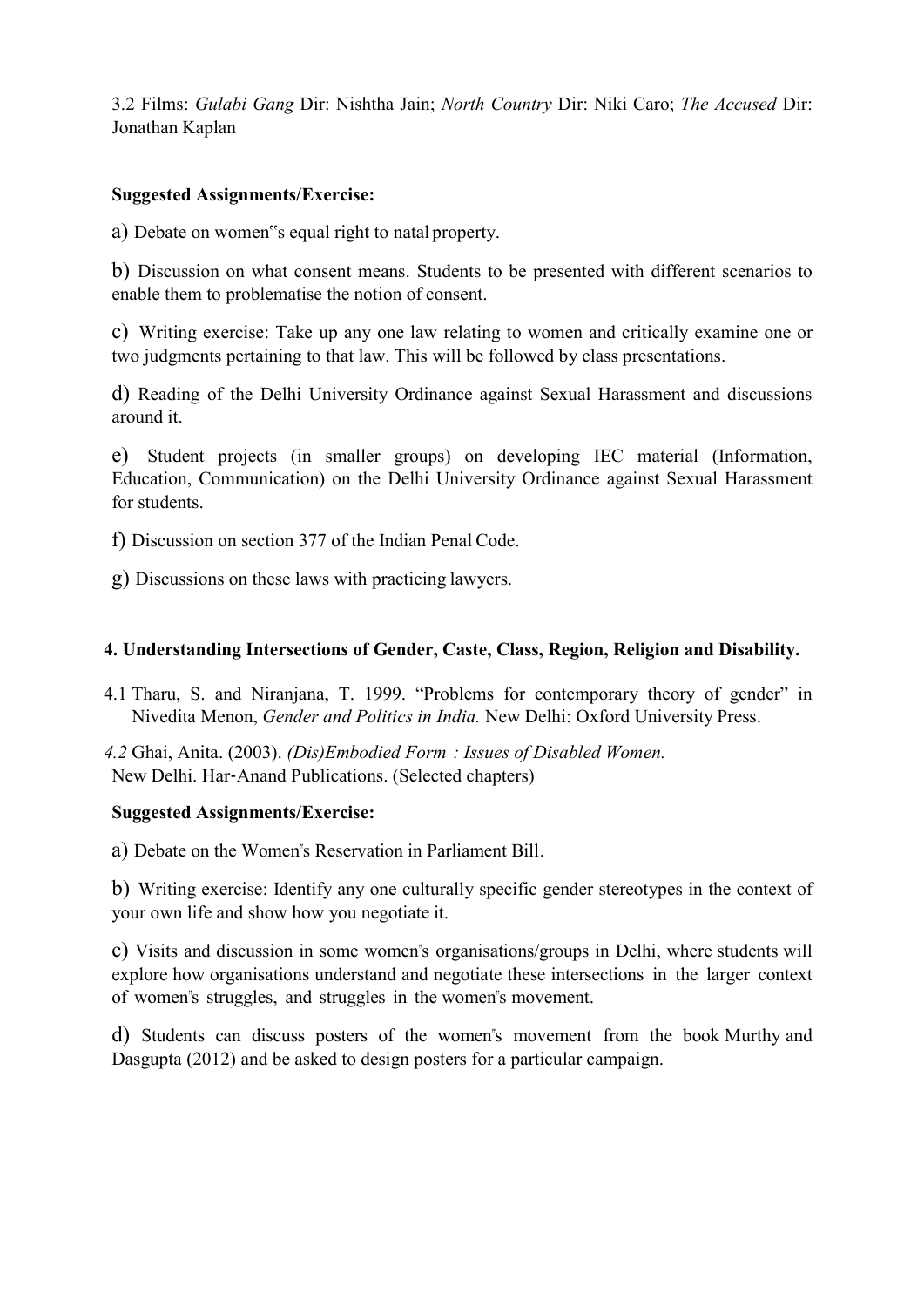3.2 Films: *Gulabi Gang* Dir: Nishtha Jain; *North Country* Dir: Niki Caro; *The Accused* Dir: Jonathan Kaplan

**Suggested Assignments/Exercise:**

a) Debate on women"s equal right to natal property.

b) Discussion on what consent means. Students to be presented with different scenarios to enable them to problematise the notion of consent.

c) Writing exercise: Take up any one law relating to women and critically examine one or two judgments pertaining to that law. This will be followed by class presentations.

d) Reading of the Delhi University Ordinance against Sexual Harassment and discussions around it.

e) Student projects (in smaller groups) on developing IEC material (Information, Education, Communication) on the Delhi University Ordinance against Sexual Harassment for students.

f) Discussion on section 377 of the Indian Penal Code.

g) Discussions on these laws with practicing lawyers.

**4. Understanding Intersections of Gender, Caste, Class, Region, Religion and Disability.**

4.1 Tharu, S. and Niranjana, T. 1999. "Problems for contemporary theory of gender" in Nivedita Menon, *Gender and Politics in India.* New Delhi: Oxford University Press.

*4.2* Ghai, Anita. (2003). *(Dis)Embodied Form : Issues of Disabled Women.* New Delhi. Har-Anand Publications. (Selected chapters)

**Suggested Assignments/Exercise:**

a) Debate on the Women"s Reservation in Parliament Bill.

b) Writing exercise: Identify any one culturally specific gender stereotypes in the context of your own life and show how you negotiate it.

c) Visits and discussion in some women"s organisations/groups in Delhi, where students will explore how organisations understand and negotiate these intersections in the larger context of women"s struggles, and struggles in the women"s movement.

d) Students can discuss posters of the women"s movement from the book Murthy and Dasgupta (2012) and be asked to design posters for a particular campaign.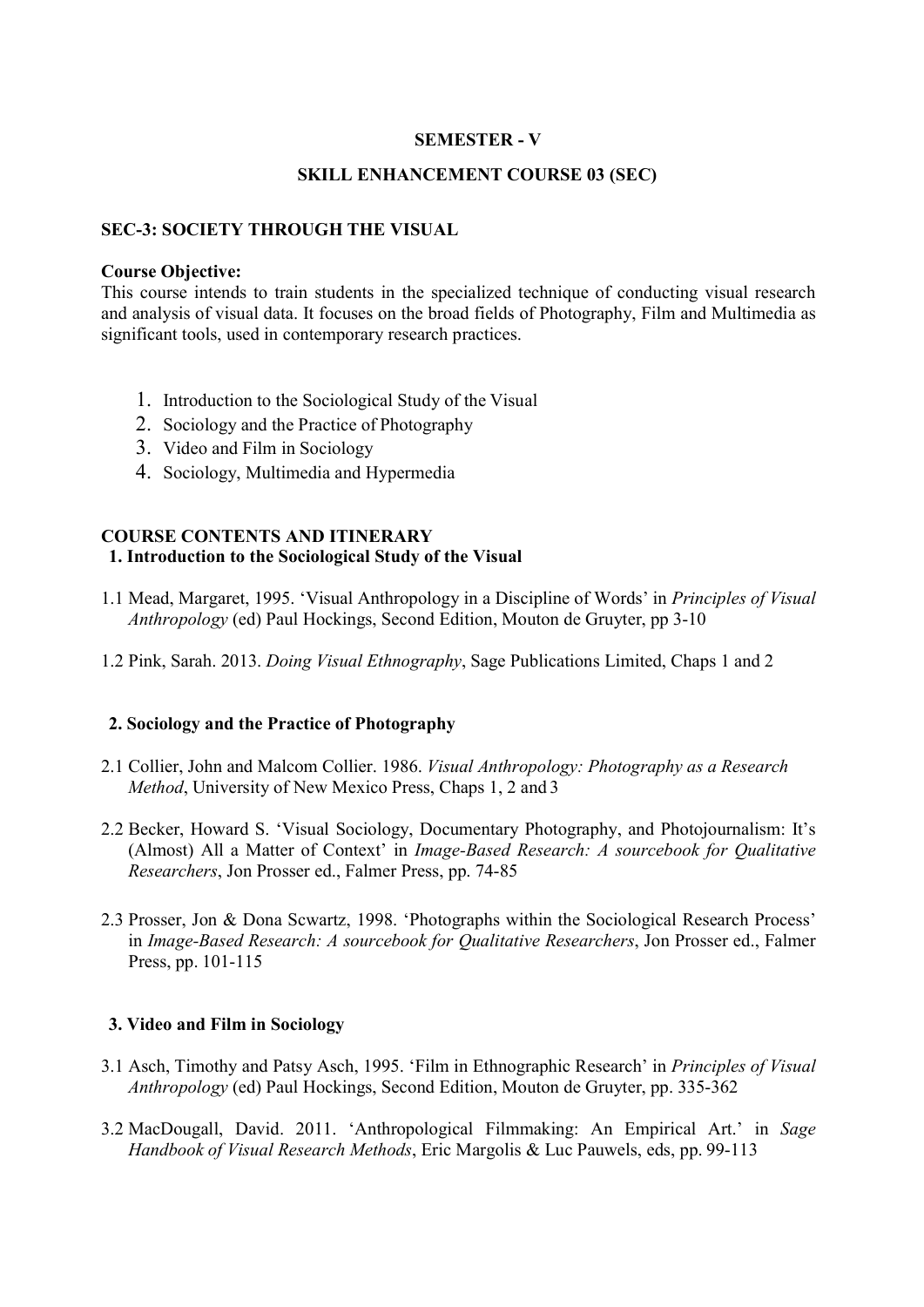**SEMESTER - V**

**SKILL ENHANCEMENT COURSE 03 (SEC)**

## SEC-3: SOCIETY THROUGH THE VISUAL

**Course Objective:**
This course intends to train students in the specialized technique of conducting visual research and analysis of visual data. It focuses on the broad fields of Photography, Film and Multimedia as significant tools, used in contemporary research practices.

1. Introduction to the Sociological Study of the Visual
2. Sociology and the Practice of Photography
3. Video and Film in Sociology
4. Sociology, Multimedia and Hypermedia

## COURSE CONTENTS AND ITINERARY

### 1. Introduction to the Sociological Study of the Visual

1.1 Mead, Margaret, 1995. 'Visual Anthropology in a Discipline of Words' in *Principles of Visual Anthropology* (ed) Paul Hockings, Second Edition, Mouton de Gruyter, pp 3-10

1.2 Pink, Sarah. 2013. *Doing Visual Ethnography*, Sage Publications Limited, Chaps 1 and 2

### 2. Sociology and the Practice of Photography

2.1 Collier, John and Malcom Collier. 1986. *Visual Anthropology: Photography as a Research Method*, University of New Mexico Press, Chaps 1, 2 and 3

2.2 Becker, Howard S. 'Visual Sociology, Documentary Photography, and Photojournalism: It's (Almost) All a Matter of Context' in *Image-Based Research: A sourcebook for Qualitative Researchers*, Jon Prosser ed., Falmer Press, pp. 74-85

2.3 Prosser, Jon & Dona Scwartz, 1998. 'Photographs within the Sociological Research Process' in *Image-Based Research: A sourcebook for Qualitative Researchers*, Jon Prosser ed., Falmer Press, pp. 101-115

### 3. Video and Film in Sociology

3.1 Asch, Timothy and Patsy Asch, 1995. 'Film in Ethnographic Research' in *Principles of Visual Anthropology* (ed) Paul Hockings, Second Edition, Mouton de Gruyter, pp. 335-362

3.2 MacDougall, David. 2011. 'Anthropological Filmmaking: An Empirical Art.' in *Sage Handbook of Visual Research Methods*, Eric Margolis & Luc Pauwels, eds, pp. 99-113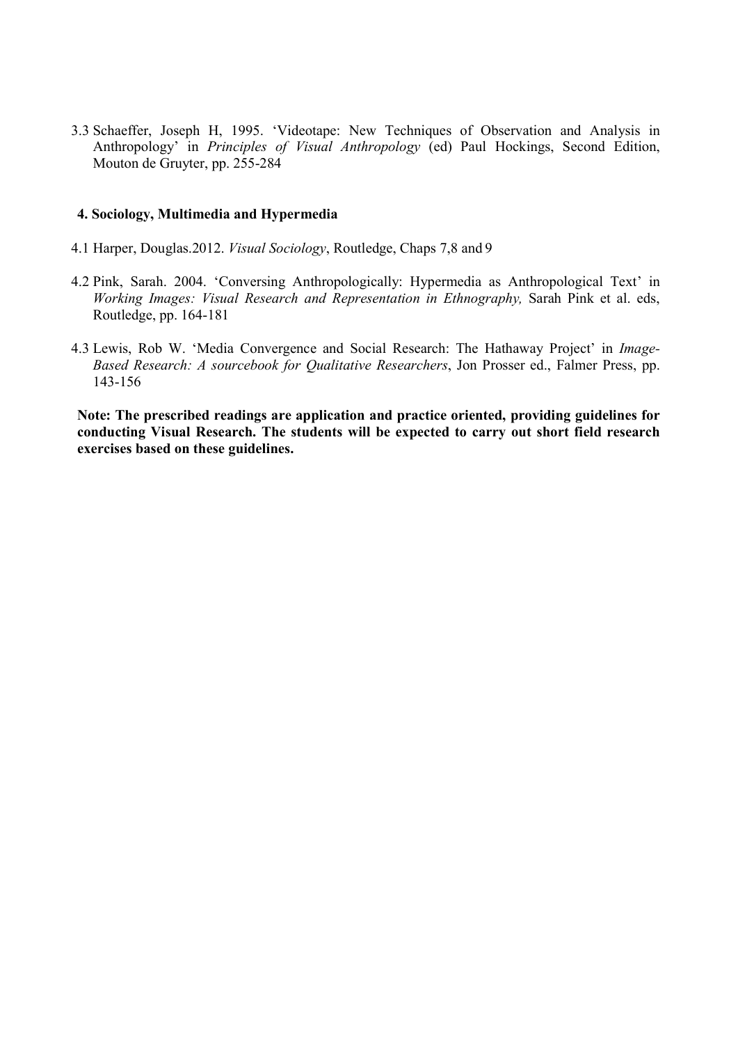3.3 Schaeffer, Joseph H, 1995. 'Videotape: New Techniques of Observation and Analysis in Anthropology' in *Principles of Visual Anthropology* (ed) Paul Hockings, Second Edition, Mouton de Gruyter, pp. 255-284

**4. Sociology, Multimedia and Hypermedia**

4.1 Harper, Douglas.2012. *Visual Sociology*, Routledge, Chaps 7,8 and 9

4.2 Pink, Sarah. 2004. 'Conversing Anthropologically: Hypermedia as Anthropological Text' in *Working Images: Visual Research and Representation in Ethnography,* Sarah Pink et al. eds, Routledge, pp. 164-181

4.3 Lewis, Rob W. 'Media Convergence and Social Research: The Hathaway Project' in *Image-Based Research: A sourcebook for Qualitative Researchers*, Jon Prosser ed., Falmer Press, pp. 143-156

**Note: The prescribed readings are application and practice oriented, providing guidelines for conducting Visual Research. The students will be expected to carry out short field research exercises based on these guidelines.**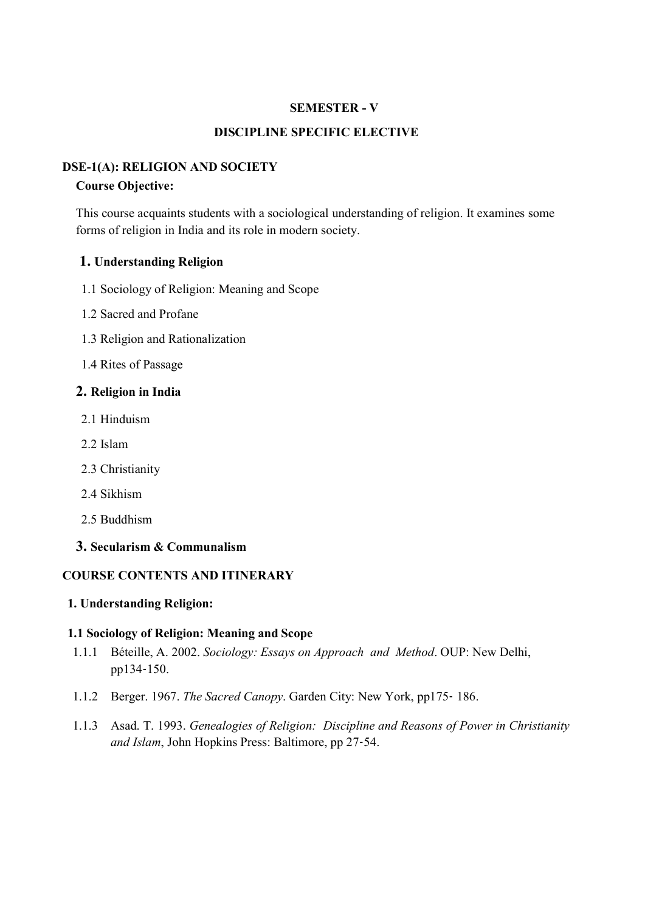**SEMESTER - V**

**DISCIPLINE SPECIFIC ELECTIVE**

## DSE-1(A): RELIGION AND SOCIETY

**Course Objective:**

This course acquaints students with a sociological understanding of religion. It examines some forms of religion in India and its role in modern society.

### 1. Understanding Religion

1.1 Sociology of Religion: Meaning and Scope

1.2 Sacred and Profane

1.3 Religion and Rationalization

1.4 Rites of Passage

### 2. Religion in India

2.1 Hinduism

2.2 Islam

2.3 Christianity

2.4 Sikhism

2.5 Buddhism

### 3. Secularism & Communalism

## COURSE CONTENTS AND ITINERARY

### 1. Understanding Religion:

#### 1.1 Sociology of Religion: Meaning and Scope

1.1.1 Béteille, A. 2002. *Sociology: Essays on Approach and Method*. OUP: New Delhi, pp134-150.

1.1.2 Berger. 1967. *The Sacred Canopy*. Garden City: New York, pp175- 186.

1.1.3 Asad. T. 1993. *Genealogies of Religion: Discipline and Reasons of Power in Christianity and Islam*, John Hopkins Press: Baltimore, pp 27-54.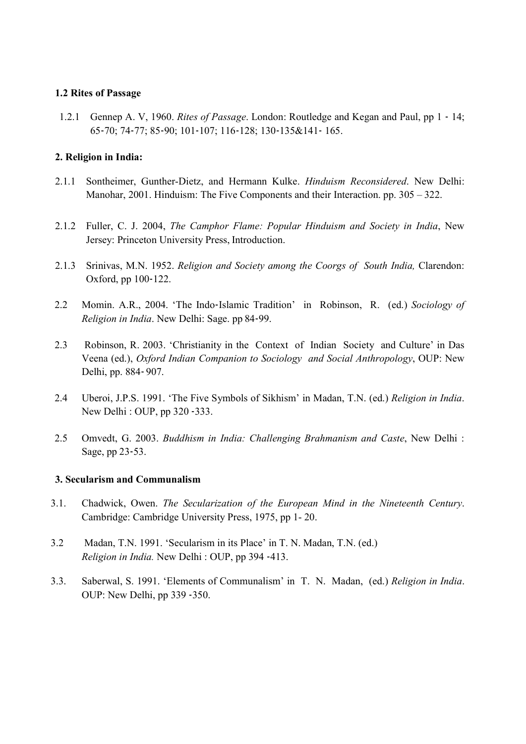**1.2 Rites of Passage**

1.2.1 Gennep A. V, 1960. *Rites of Passage*. London: Routledge and Kegan and Paul, pp 1 - 14; 65-70; 74-77; 85-90; 101-107; 116-128; 130-135&141- 165.

**2. Religion in India:**

2.1.1 Sontheimer, Gunther-Dietz, and Hermann Kulke. *Hinduism Reconsidered*. New Delhi: Manohar, 2001. Hinduism: The Five Components and their Interaction. pp. 305 – 322.

2.1.2 Fuller, C. J. 2004, *The Camphor Flame: Popular Hinduism and Society in India*, New Jersey: Princeton University Press, Introduction.

2.1.3 Srinivas, M.N. 1952. *Religion and Society among the Coorgs of South India,* Clarendon: Oxford, pp 100-122.

2.2 Momin. A.R., 2004. 'The Indo-Islamic Tradition' in Robinson, R. (ed.) *Sociology of Religion in India*. New Delhi: Sage. pp 84-99.

2.3 Robinson, R. 2003. 'Christianity in the Context of Indian Society and Culture' in Das Veena (ed.), *Oxford Indian Companion to Sociology and Social Anthropology*, OUP: New Delhi, pp. 884- 907.

2.4 Uberoi, J.P.S. 1991. 'The Five Symbols of Sikhism' in Madan, T.N. (ed.) *Religion in India*. New Delhi : OUP, pp 320 -333.

2.5 Omvedt, G. 2003. *Buddhism in India: Challenging Brahmanism and Caste*, New Delhi : Sage, pp 23-53.

**3. Secularism and Communalism**

3.1. Chadwick, Owen. *The Secularization of the European Mind in the Nineteenth Century*. Cambridge: Cambridge University Press, 1975, pp 1- 20.

3.2 Madan, T.N. 1991. 'Secularism in its Place' in T. N. Madan, T.N. (ed.) *Religion in India.* New Delhi : OUP, pp 394 -413.

3.3. Saberwal, S. 1991. 'Elements of Communalism' in T. N. Madan, (ed.) *Religion in India*. OUP: New Delhi, pp 339 -350.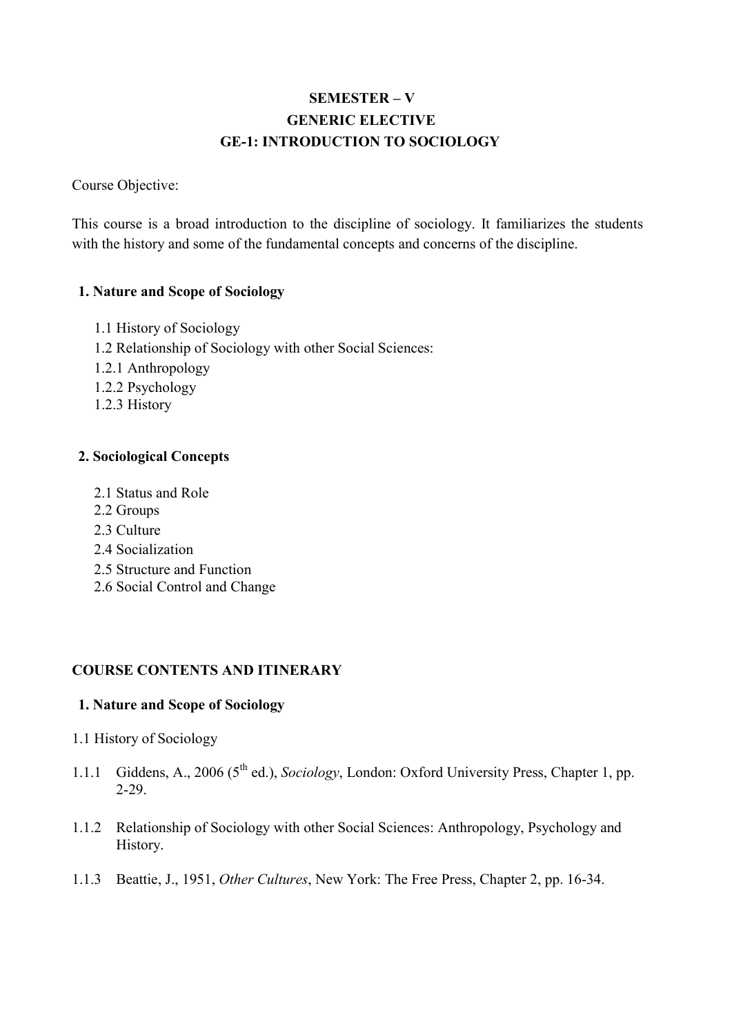# SEMESTER – V
## GENERIC ELECTIVE
## GE-1: INTRODUCTION TO SOCIOLOGY

Course Objective:

This course is a broad introduction to the discipline of sociology. It familiarizes the students with the history and some of the fundamental concepts and concerns of the discipline.

**1. Nature and Scope of Sociology**

1.1 History of Sociology
1.2 Relationship of Sociology with other Social Sciences:
1.2.1 Anthropology
1.2.2 Psychology
1.2.3 History

**2. Sociological Concepts**

2.1 Status and Role
2.2 Groups
2.3 Culture
2.4 Socialization
2.5 Structure and Function
2.6 Social Control and Change

**COURSE CONTENTS AND ITINERARY**

**1. Nature and Scope of Sociology**

1.1 History of Sociology

1.1.1 Giddens, A., 2006 (5th ed.), *Sociology*, London: Oxford University Press, Chapter 1, pp. 2-29.

1.1.2 Relationship of Sociology with other Social Sciences: Anthropology, Psychology and History.

1.1.3 Beattie, J., 1951, *Other Cultures*, New York: The Free Press, Chapter 2, pp. 16-34.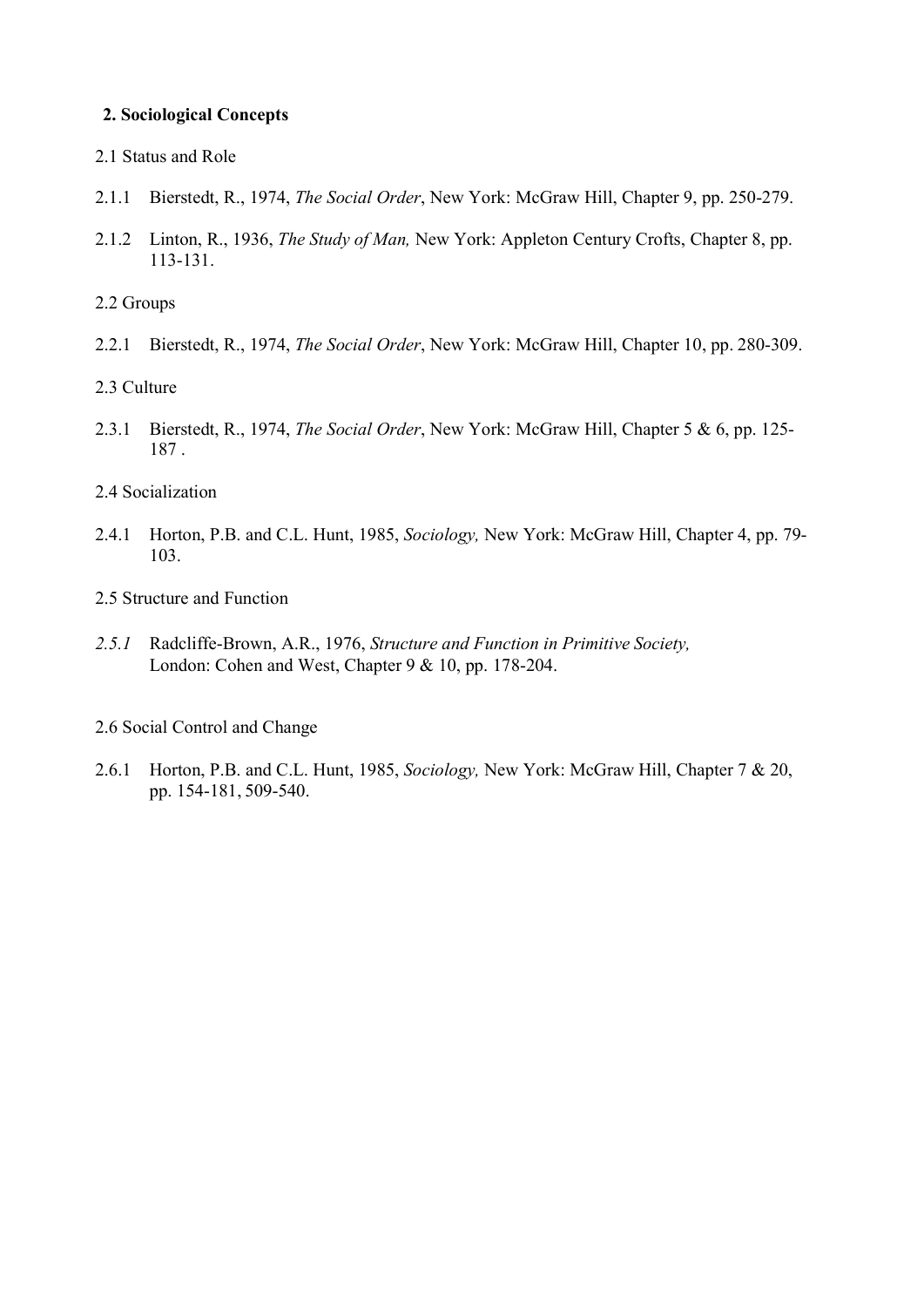## 2. Sociological Concepts

2.1 Status and Role

2.1.1 Bierstedt, R., 1974, *The Social Order*, New York: McGraw Hill, Chapter 9, pp. 250-279.

2.1.2 Linton, R., 1936, *The Study of Man,* New York: Appleton Century Crofts, Chapter 8, pp. 113-131.

2.2 Groups

2.2.1 Bierstedt, R., 1974, *The Social Order*, New York: McGraw Hill, Chapter 10, pp. 280-309.

2.3 Culture

2.3.1 Bierstedt, R., 1974, *The Social Order*, New York: McGraw Hill, Chapter 5 & 6, pp. 125-187 .

2.4 Socialization

2.4.1 Horton, P.B. and C.L. Hunt, 1985, *Sociology,* New York: McGraw Hill, Chapter 4, pp. 79-103.

2.5 Structure and Function

*2.5.1* Radcliffe-Brown, A.R., 1976, *Structure and Function in Primitive Society,* London: Cohen and West, Chapter 9 & 10, pp. 178-204.

2.6 Social Control and Change

2.6.1 Horton, P.B. and C.L. Hunt, 1985, *Sociology,* New York: McGraw Hill, Chapter 7 & 20, pp. 154-181, 509-540.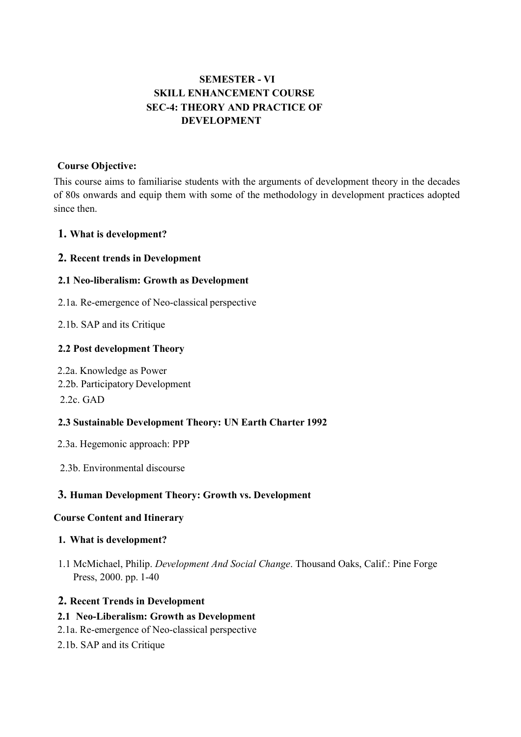# SEMESTER - VI
## SKILL ENHANCEMENT COURSE
## SEC-4: THEORY AND PRACTICE OF DEVELOPMENT

**Course Objective:**

This course aims to familiarise students with the arguments of development theory in the decades of 80s onwards and equip them with some of the methodology in development practices adopted since then.

### 1. What is development?

### 2. Recent trends in Development

#### 2.1 Neo-liberalism: Growth as Development

2.1a. Re-emergence of Neo-classical perspective

2.1b. SAP and its Critique

#### 2.2 Post development Theory

2.2a. Knowledge as Power

2.2b. Participatory Development

2.2c. GAD

#### 2.3 Sustainable Development Theory: UN Earth Charter 1992

2.3a. Hegemonic approach: PPP

2.3b. Environmental discourse

### 3. Human Development Theory: Growth vs. Development

**Course Content and Itinerary**

**1. What is development?**

1.1 McMichael, Philip. *Development And Social Change*. Thousand Oaks, Calif.: Pine Forge Press, 2000. pp. 1-40

**2. Recent Trends in Development**

**2.1 Neo-Liberalism: Growth as Development**

2.1a. Re-emergence of Neo-classical perspective

2.1b. SAP and its Critique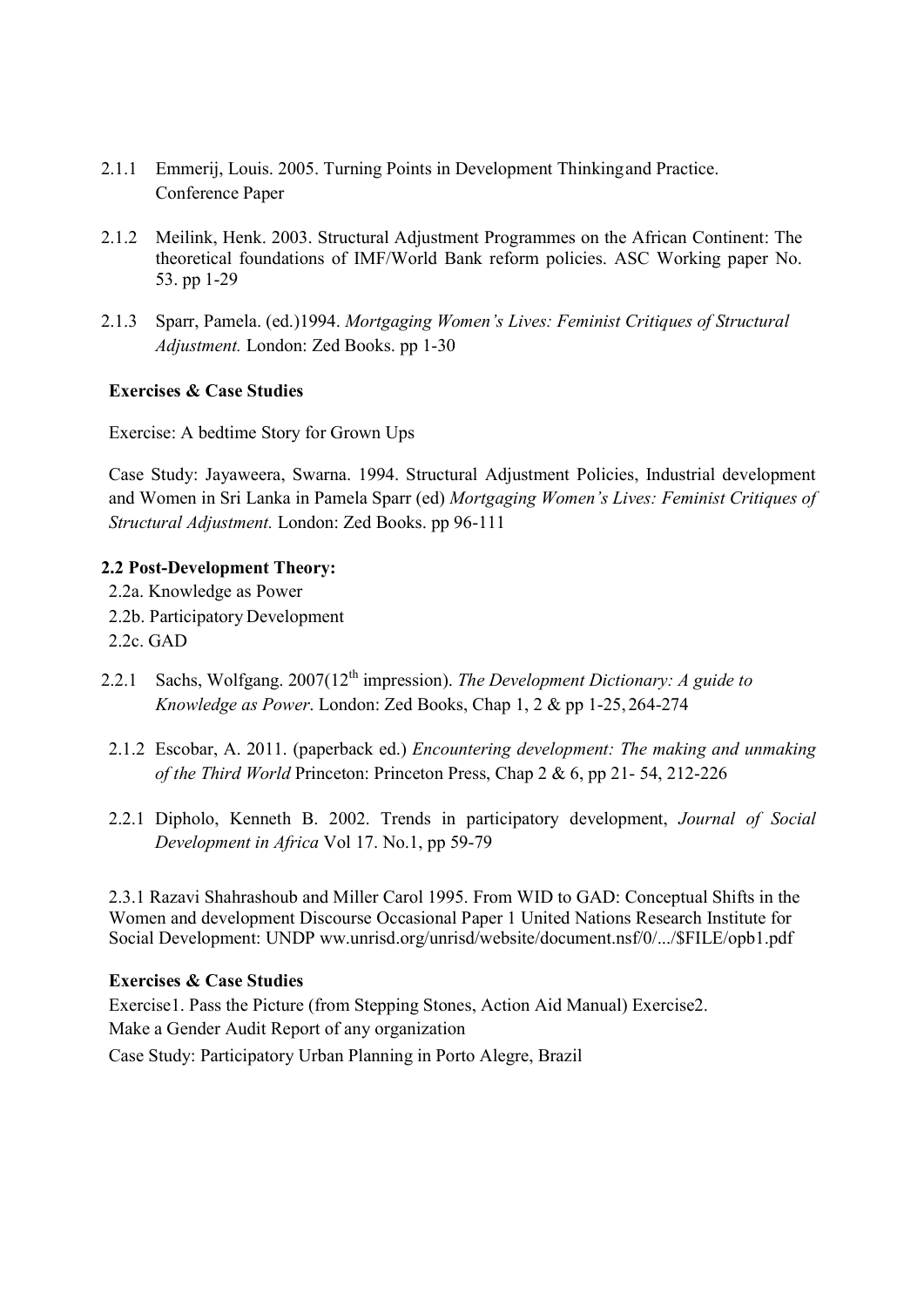2.1.1 Emmerij, Louis. 2005. Turning Points in Development Thinking and Practice. Conference Paper

2.1.2 Meilink, Henk. 2003. Structural Adjustment Programmes on the African Continent: The theoretical foundations of IMF/World Bank reform policies. ASC Working paper No. 53. pp 1-29

2.1.3 Sparr, Pamela. (ed.)1994. *Mortgaging Women's Lives: Feminist Critiques of Structural Adjustment.* London: Zed Books. pp 1-30

**Exercises & Case Studies**

Exercise: A bedtime Story for Grown Ups

Case Study: Jayaweera, Swarna. 1994. Structural Adjustment Policies, Industrial development and Women in Sri Lanka in Pamela Sparr (ed) *Mortgaging Women's Lives: Feminist Critiques of Structural Adjustment.* London: Zed Books. pp 96-111

**2.2 Post-Development Theory:**

2.2a. Knowledge as Power
2.2b. Participatory Development
2.2c. GAD

2.2.1 Sachs, Wolfgang. 2007(12th impression). *The Development Dictionary: A guide to Knowledge as Power*. London: Zed Books, Chap 1, 2 & pp 1-25, 264-274

2.1.2 Escobar, A. 2011. (paperback ed.) *Encountering development: The making and unmaking of the Third World* Princeton: Princeton Press, Chap 2 & 6, pp 21- 54, 212-226

2.2.1 Dipholo, Kenneth B. 2002. Trends in participatory development, *Journal of Social Development in Africa* Vol 17. No.1, pp 59-79

2.3.1 Razavi Shahrashoub and Miller Carol 1995. From WID to GAD: Conceptual Shifts in the Women and development Discourse Occasional Paper 1 United Nations Research Institute for Social Development: UNDP ww.unrisd.org/unrisd/website/document.nsf/0/.../$FILE/opb1.pdf

**Exercises & Case Studies**

Exercise1. Pass the Picture (from Stepping Stones, Action Aid Manual) Exercise2. Make a Gender Audit Report of any organization

Case Study: Participatory Urban Planning in Porto Alegre, Brazil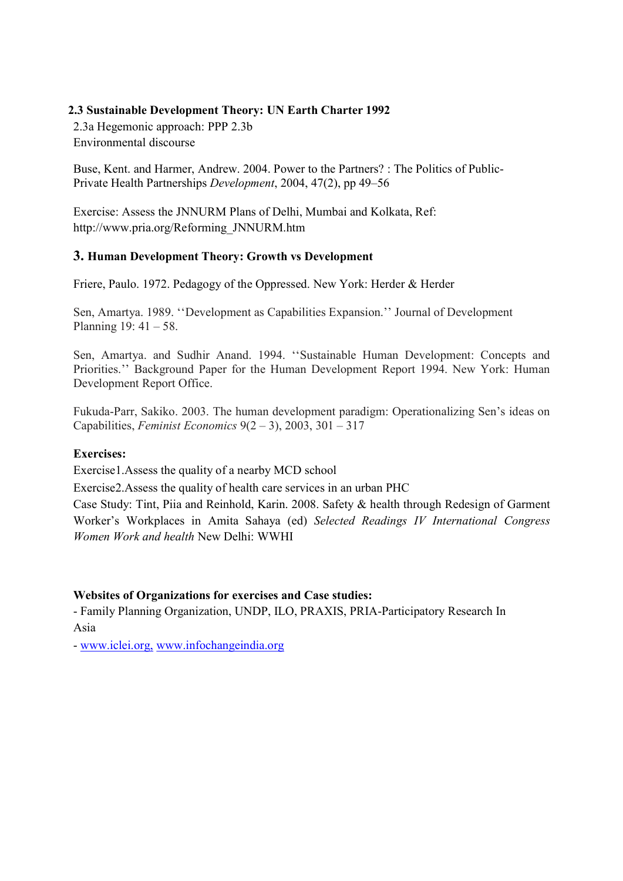**2.3 Sustainable Development Theory: UN Earth Charter 1992**

2.3a Hegemonic approach: PPP 2.3b
Environmental discourse

Buse, Kent. and Harmer, Andrew. 2004. Power to the Partners? : The Politics of Public-Private Health Partnerships *Development*, 2004, 47(2), pp 49–56

Exercise: Assess the JNNURM Plans of Delhi, Mumbai and Kolkata, Ref: http://www.pria.org/Reforming_JNNURM.htm

### 3. Human Development Theory: Growth vs Development

Friere, Paulo. 1972. Pedagogy of the Oppressed. New York: Herder & Herder

Sen, Amartya. 1989. ''Development as Capabilities Expansion.'' Journal of Development Planning 19: 41 – 58.

Sen, Amartya. and Sudhir Anand. 1994. ''Sustainable Human Development: Concepts and Priorities.'' Background Paper for the Human Development Report 1994. New York: Human Development Report Office.

Fukuda-Parr, Sakiko. 2003. The human development paradigm: Operationalizing Sen's ideas on Capabilities, *Feminist Economics* 9(2 – 3), 2003, 301 – 317

**Exercises:**

Exercise1.Assess the quality of a nearby MCD school

Exercise2.Assess the quality of health care services in an urban PHC

Case Study: Tint, Piia and Reinhold, Karin. 2008. Safety & health through Redesign of Garment Worker's Workplaces in Amita Sahaya (ed) *Selected Readings IV International Congress Women Work and health* New Delhi: WWHI

**Websites of Organizations for exercises and Case studies:**

- Family Planning Organization, UNDP, ILO, PRAXIS, PRIA-Participatory Research In Asia
- www.iclei.org, www.infochangeindia.org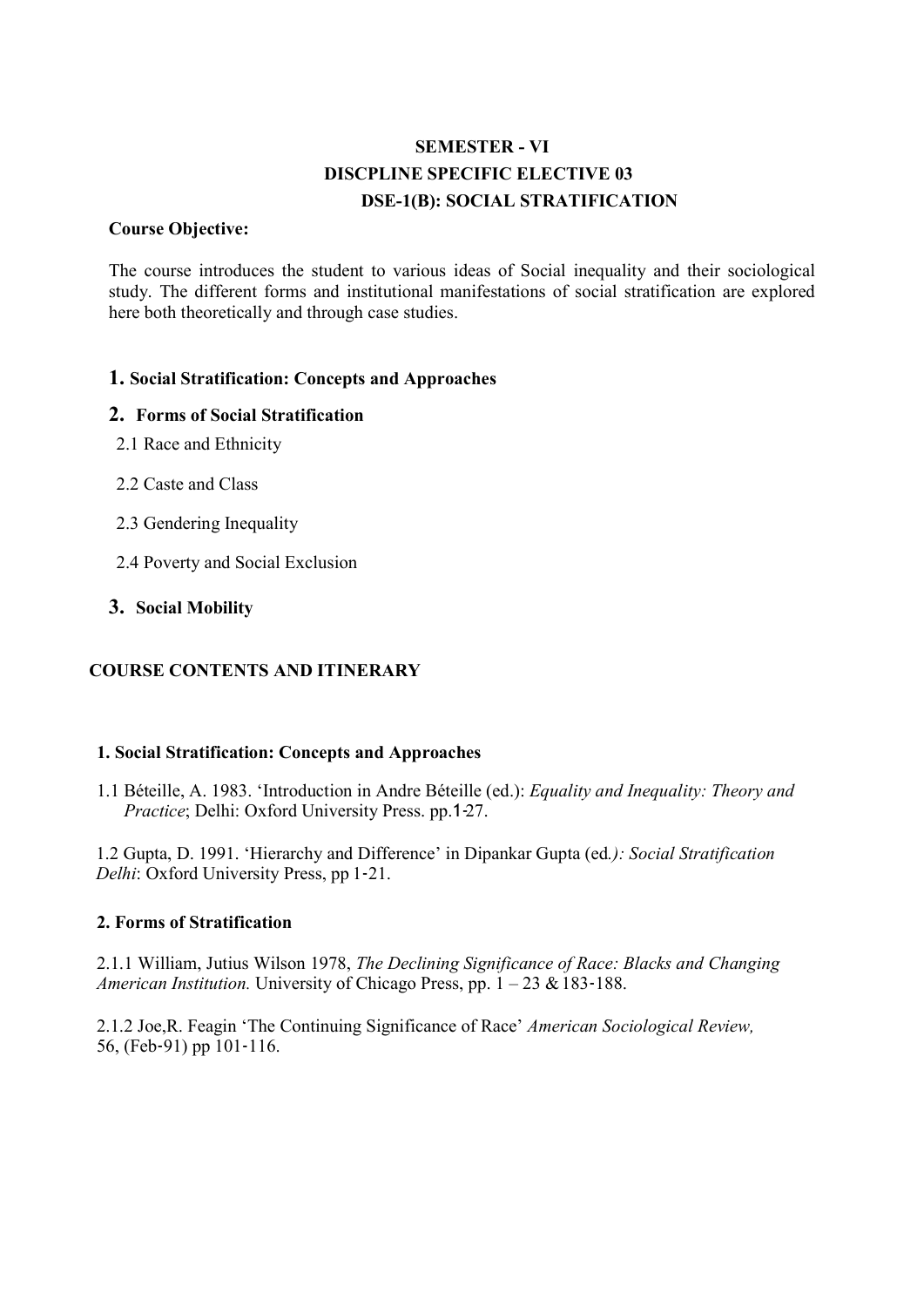# SEMESTER - VI

## DISCPLINE SPECIFIC ELECTIVE 03

## DSE-1(B): SOCIAL STRATIFICATION

**Course Objective:**

The course introduces the student to various ideas of Social inequality and their sociological study. The different forms and institutional manifestations of social stratification are explored here both theoretically and through case studies.

**1. Social Stratification: Concepts and Approaches**

**2. Forms of Social Stratification**

2.1 Race and Ethnicity

2.2 Caste and Class

2.3 Gendering Inequality

2.4 Poverty and Social Exclusion

**3. Social Mobility**

## COURSE CONTENTS AND ITINERARY

### 1. Social Stratification: Concepts and Approaches

1.1 Béteille, A. 1983. 'Introduction in Andre Béteille (ed.): *Equality and Inequality: Theory and Practice*; Delhi: Oxford University Press. pp.1-27.

1.2 Gupta, D. 1991. 'Hierarchy and Difference' in Dipankar Gupta (ed*.): Social Stratification Delhi*: Oxford University Press, pp 1-21.

### 2. Forms of Stratification

2.1.1 William, Jutius Wilson 1978, *The Declining Significance of Race: Blacks and Changing American Institution.* University of Chicago Press, pp. 1 – 23 & 183-188.

2.1.2 Joe,R. Feagin 'The Continuing Significance of Race' *American Sociological Review,* 56, (Feb-91) pp 101-116.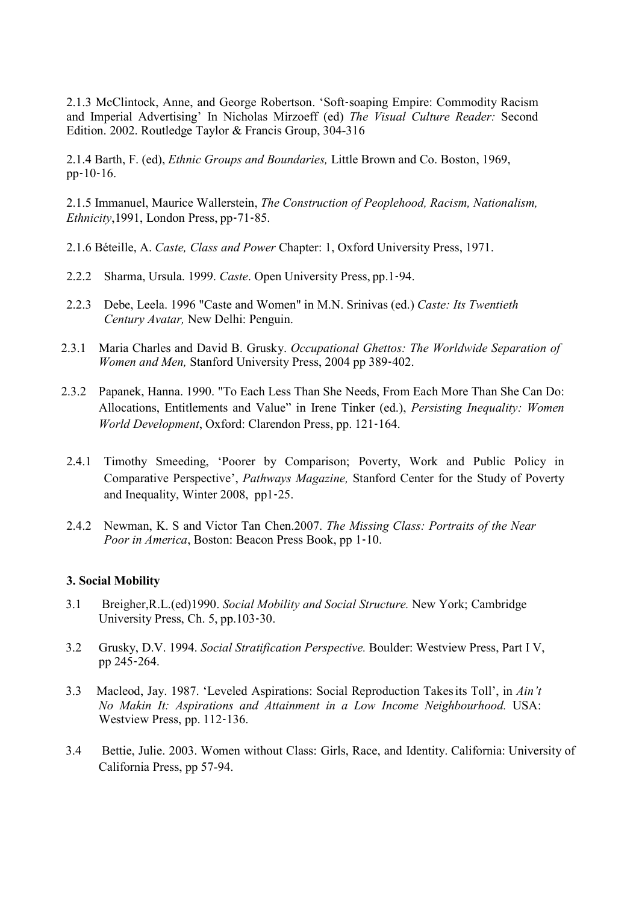2.1.3 McClintock, Anne, and George Robertson. 'Soft‐soaping Empire: Commodity Racism and Imperial Advertising' In Nicholas Mirzoeff (ed) *The Visual Culture Reader:* Second Edition. 2002. Routledge Taylor & Francis Group, 304-316

2.1.4 Barth, F. (ed), *Ethnic Groups and Boundaries,* Little Brown and Co. Boston, 1969, pp‐10‐16.

2.1.5 Immanuel, Maurice Wallerstein, *The Construction of Peoplehood, Racism, Nationalism, Ethnicity*,1991, London Press, pp‐71‐85.

2.1.6 Béteille, A. *Caste, Class and Power* Chapter: 1, Oxford University Press, 1971.

2.2.2 Sharma, Ursula. 1999. *Caste*. Open University Press, pp.1‐94.

2.2.3 Debe, Leela. 1996 "Caste and Women" in M.N. Srinivas (ed.) *Caste: Its Twentieth Century Avatar,* New Delhi: Penguin.

2.3.1 Maria Charles and David B. Grusky. *Occupational Ghettos: The Worldwide Separation of Women and Men,* Stanford University Press, 2004 pp 389‐402.

2.3.2 Papanek, Hanna. 1990. "To Each Less Than She Needs, From Each More Than She Can Do: Allocations, Entitlements and Value" in Irene Tinker (ed.), *Persisting Inequality: Women World Development*, Oxford: Clarendon Press, pp. 121‐164.

2.4.1 Timothy Smeeding, 'Poorer by Comparison; Poverty, Work and Public Policy in Comparative Perspective', *Pathways Magazine,* Stanford Center for the Study of Poverty and Inequality, Winter 2008, pp1‐25.

2.4.2 Newman, K. S and Victor Tan Chen.2007. *The Missing Class: Portraits of the Near Poor in America*, Boston: Beacon Press Book, pp 1‐10.

**3. Social Mobility**

3.1 Breigher,R.L.(ed)1990. *Social Mobility and Social Structure.* New York; Cambridge University Press, Ch. 5, pp.103‐30.

3.2 Grusky, D.V. 1994. *Social Stratification Perspective.* Boulder: Westview Press, Part I V, pp 245‐264.

3.3 Macleod, Jay. 1987. 'Leveled Aspirations: Social Reproduction Takes its Toll', in *Ain't No Makin It: Aspirations and Attainment in a Low Income Neighbourhood.* USA: Westview Press, pp. 112‐136.

3.4 Bettie, Julie. 2003. Women without Class: Girls, Race, and Identity. California: University of California Press, pp 57-94.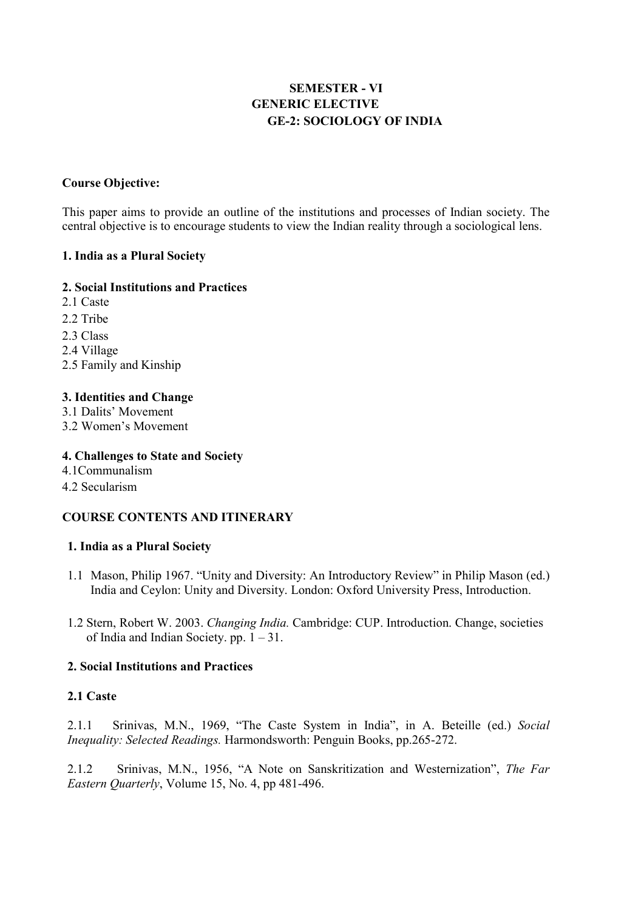# SEMESTER - VI
## GENERIC ELECTIVE
## GE-2: SOCIOLOGY OF INDIA

**Course Objective:**

This paper aims to provide an outline of the institutions and processes of Indian society. The central objective is to encourage students to view the Indian reality through a sociological lens.

**1. India as a Plural Society**

**2. Social Institutions and Practices**

2.1 Caste
2.2 Tribe
2.3 Class
2.4 Village
2.5 Family and Kinship

**3. Identities and Change**

3.1 Dalits' Movement
3.2 Women's Movement

**4. Challenges to State and Society**

4.1Communalism
4.2 Secularism

**COURSE CONTENTS AND ITINERARY**

**1. India as a Plural Society**

1.1 Mason, Philip 1967. "Unity and Diversity: An Introductory Review" in Philip Mason (ed.) India and Ceylon: Unity and Diversity. London: Oxford University Press, Introduction.

1.2 Stern, Robert W. 2003. *Changing India.* Cambridge: CUP. Introduction. Change, societies of India and Indian Society. pp. 1 – 31.

**2. Social Institutions and Practices**

**2.1 Caste**

2.1.1 Srinivas, M.N., 1969, "The Caste System in India", in A. Beteille (ed.) *Social Inequality: Selected Readings.* Harmondsworth: Penguin Books, pp.265-272.

2.1.2 Srinivas, M.N., 1956, "A Note on Sanskritization and Westernization", *The Far Eastern Quarterly*, Volume 15, No. 4, pp 481-496.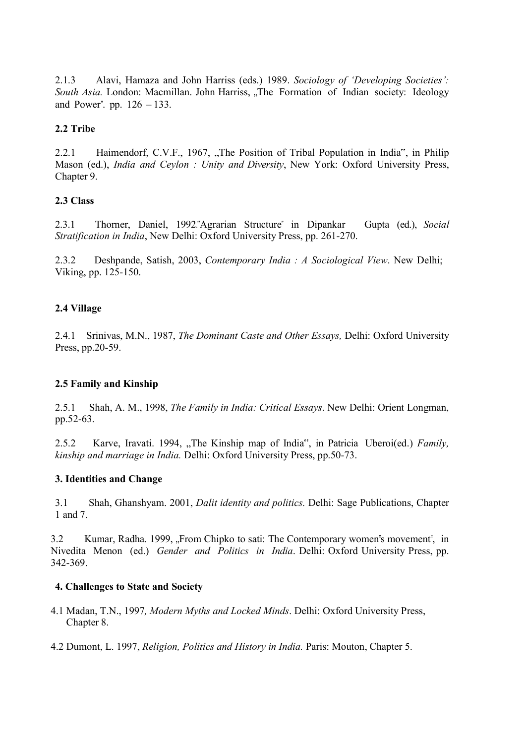2.1.3 Alavi, Hamaza and John Harriss (eds.) 1989. *Sociology of 'Developing Societies': South Asia.* London: Macmillan. John Harriss, „The Formation of Indian society: Ideology and Power". pp. 126 – 133.

**2.2 Tribe**

2.2.1 Haimendorf, C.V.F., 1967, „The Position of Tribal Population in India", in Philip Mason (ed.), *India and Ceylon : Unity and Diversity*, New York: Oxford University Press, Chapter 9.

**2.3 Class**

2.3.1 Thorner, Daniel, 1992."Agrarian Structure" in Dipankar Gupta (ed.), *Social Stratification in India*, New Delhi: Oxford University Press, pp. 261-270.

2.3.2 Deshpande, Satish, 2003, *Contemporary India : A Sociological View*. New Delhi; Viking, pp. 125-150.

**2.4 Village**

2.4.1 Srinivas, M.N., 1987, *The Dominant Caste and Other Essays,* Delhi: Oxford University Press, pp.20-59.

**2.5 Family and Kinship**

2.5.1 Shah, A. M., 1998, *The Family in India: Critical Essays*. New Delhi: Orient Longman, pp.52-63.

2.5.2 Karve, Iravati. 1994, „The Kinship map of India", in Patricia Uberoi(ed.) *Family, kinship and marriage in India.* Delhi: Oxford University Press, pp.50-73.

**3. Identities and Change**

3.1 Shah, Ghanshyam. 2001, *Dalit identity and politics.* Delhi: Sage Publications, Chapter 1 and 7.

3.2 Kumar, Radha. 1999, „From Chipko to sati: The Contemporary women"s movement", in Nivedita Menon (ed.) *Gender and Politics in India*. Delhi: Oxford University Press, pp. 342-369.

**4. Challenges to State and Society**

4.1 Madan, T.N., 1997*, Modern Myths and Locked Minds*. Delhi: Oxford University Press, Chapter 8.

4.2 Dumont, L. 1997, *Religion, Politics and History in India.* Paris: Mouton, Chapter 5.